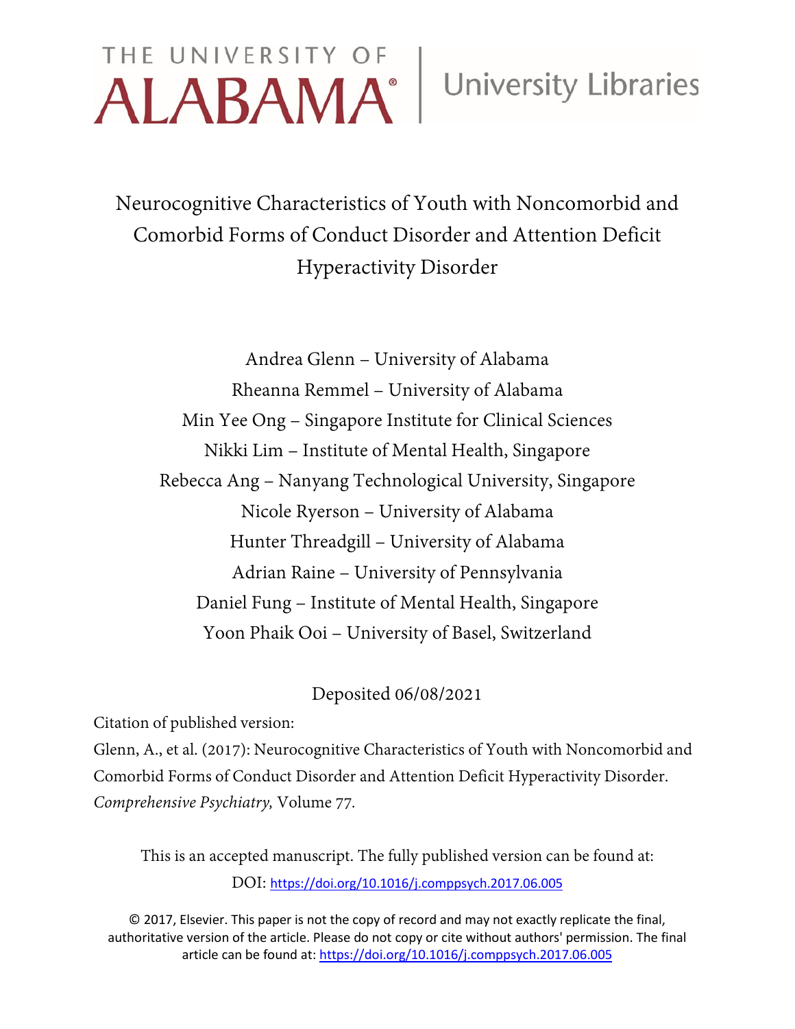THE UNIVERSITY OF ALABAMA® | University Libraries

# Neurocognitive Characteristics of Youth with Noncomorbid and Comorbid Forms of Conduct Disorder and Attention Deficit Hyperactivity Disorder

Andrea Glenn – University of Alabama
Rheanna Remmel – University of Alabama
Min Yee Ong – Singapore Institute for Clinical Sciences
Nikki Lim – Institute of Mental Health, Singapore
Rebecca Ang – Nanyang Technological University, Singapore
Nicole Ryerson – University of Alabama
Hunter Threadgill – University of Alabama
Adrian Raine – University of Pennsylvania
Daniel Fung – Institute of Mental Health, Singapore
Yoon Phaik Ooi – University of Basel, Switzerland

Deposited 06/08/2021

Citation of published version:

Glenn, A., et al. (2017): Neurocognitive Characteristics of Youth with Noncomorbid and Comorbid Forms of Conduct Disorder and Attention Deficit Hyperactivity Disorder. *Comprehensive Psychiatry,* Volume 77.

This is an accepted manuscript. The fully published version can be found at:
DOI: https://doi.org/10.1016/j.comppsych.2017.06.005

© 2017, Elsevier. This paper is not the copy of record and may not exactly replicate the final, authoritative version of the article. Please do not copy or cite without authors' permission. The final article can be found at: https://doi.org/10.1016/j.comppsych.2017.06.005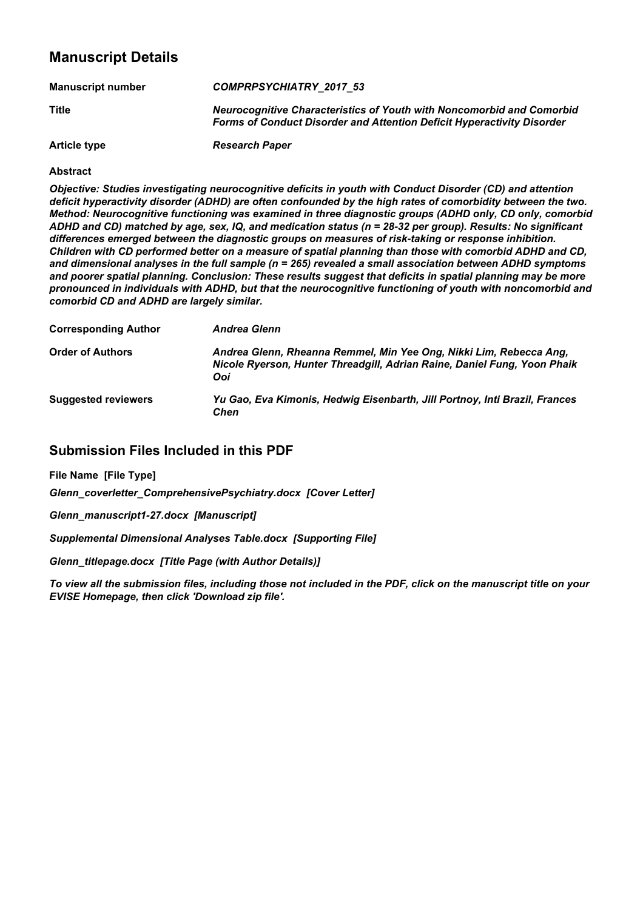## Manuscript Details

| | |
|---|---|
| **Manuscript number** | *COMPRPSYCHIATRY_2017_53* |
| **Title** | *Neurocognitive Characteristics of Youth with Noncomorbid and Comorbid Forms of Conduct Disorder and Attention Deficit Hyperactivity Disorder* |
| **Article type** | *Research Paper* |

**Abstract**

*Objective: Studies investigating neurocognitive deficits in youth with Conduct Disorder (CD) and attention deficit hyperactivity disorder (ADHD) are often confounded by the high rates of comorbidity between the two. Method: Neurocognitive functioning was examined in three diagnostic groups (ADHD only, CD only, comorbid ADHD and CD) matched by age, sex, IQ, and medication status (n = 28-32 per group). Results: No significant differences emerged between the diagnostic groups on measures of risk-taking or response inhibition. Children with CD performed better on a measure of spatial planning than those with comorbid ADHD and CD, and dimensional analyses in the full sample (n = 265) revealed a small association between ADHD symptoms and poorer spatial planning. Conclusion: These results suggest that deficits in spatial planning may be more pronounced in individuals with ADHD, but that the neurocognitive functioning of youth with noncomorbid and comorbid CD and ADHD are largely similar.*

| | |
|---|---|
| **Corresponding Author** | *Andrea Glenn* |
| **Order of Authors** | *Andrea Glenn, Rheanna Remmel, Min Yee Ong, Nikki Lim, Rebecca Ang, Nicole Ryerson, Hunter Threadgill, Adrian Raine, Daniel Fung, Yoon Phaik Ooi* |
| **Suggested reviewers** | *Yu Gao, Eva Kimonis, Hedwig Eisenbarth, Jill Portnoy, Inti Brazil, Frances Chen* |

## Submission Files Included in this PDF

**File Name [File Type]**

*Glenn_coverletter_ComprehensivePsychiatry.docx [Cover Letter]*

*Glenn_manuscript1-27.docx [Manuscript]*

*Supplemental Dimensional Analyses Table.docx [Supporting File]*

*Glenn_titlepage.docx [Title Page (with Author Details)]*

*To view all the submission files, including those not included in the PDF, click on the manuscript title on your EVISE Homepage, then click 'Download zip file'.*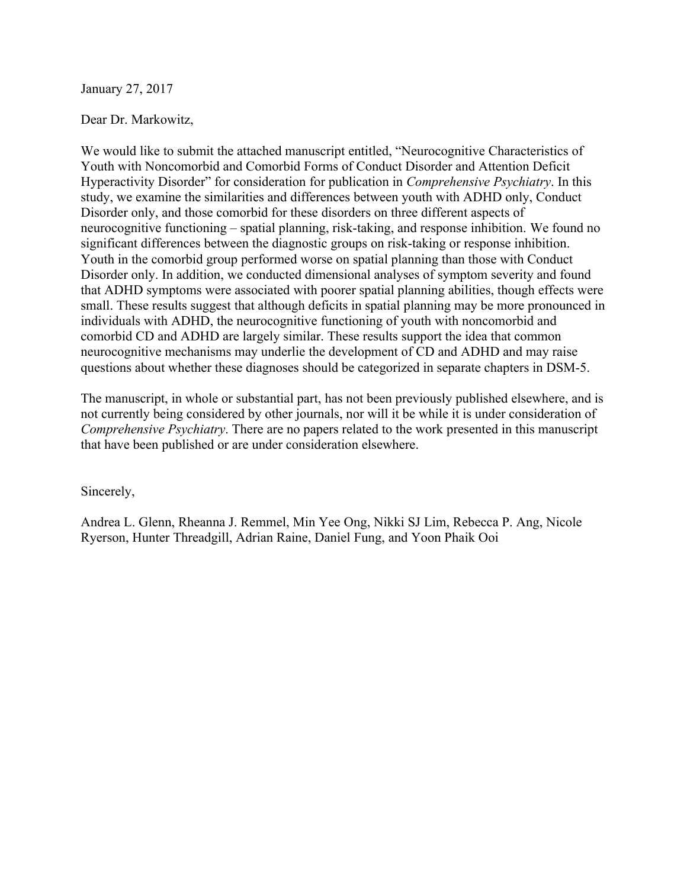January 27, 2017

Dear Dr. Markowitz,

We would like to submit the attached manuscript entitled, "Neurocognitive Characteristics of Youth with Noncomorbid and Comorbid Forms of Conduct Disorder and Attention Deficit Hyperactivity Disorder" for consideration for publication in *Comprehensive Psychiatry*. In this study, we examine the similarities and differences between youth with ADHD only, Conduct Disorder only, and those comorbid for these disorders on three different aspects of neurocognitive functioning – spatial planning, risk-taking, and response inhibition. We found no significant differences between the diagnostic groups on risk-taking or response inhibition. Youth in the comorbid group performed worse on spatial planning than those with Conduct Disorder only. In addition, we conducted dimensional analyses of symptom severity and found that ADHD symptoms were associated with poorer spatial planning abilities, though effects were small. These results suggest that although deficits in spatial planning may be more pronounced in individuals with ADHD, the neurocognitive functioning of youth with noncomorbid and comorbid CD and ADHD are largely similar. These results support the idea that common neurocognitive mechanisms may underlie the development of CD and ADHD and may raise questions about whether these diagnoses should be categorized in separate chapters in DSM-5.

The manuscript, in whole or substantial part, has not been previously published elsewhere, and is not currently being considered by other journals, nor will it be while it is under consideration of *Comprehensive Psychiatry*. There are no papers related to the work presented in this manuscript that have been published or are under consideration elsewhere.

Sincerely,

Andrea L. Glenn, Rheanna J. Remmel, Min Yee Ong, Nikki SJ Lim, Rebecca P. Ang, Nicole Ryerson, Hunter Threadgill, Adrian Raine, Daniel Fung, and Yoon Phaik Ooi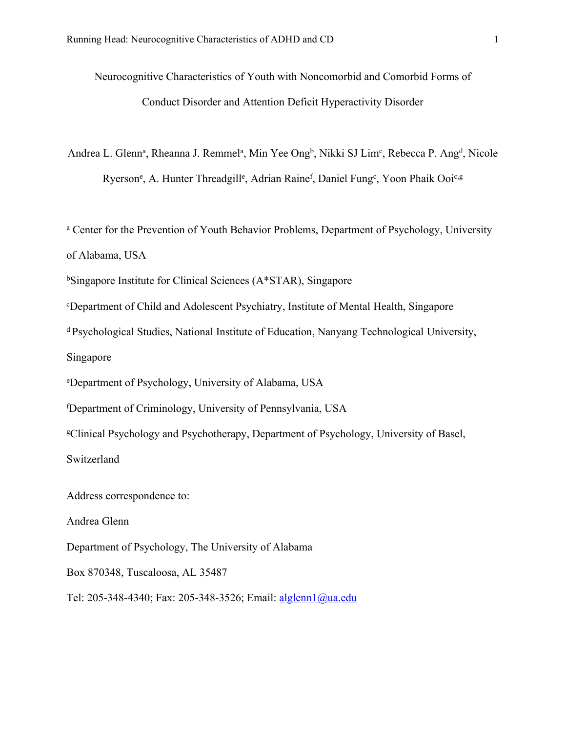Neurocognitive Characteristics of Youth with Noncomorbid and Comorbid Forms of Conduct Disorder and Attention Deficit Hyperactivity Disorder

Andrea L. Glenn[a], Rheanna J. Remmel[a], Min Yee Ong[b], Nikki SJ Lim[c], Rebecca P. Ang[d], Nicole Ryerson[e], A. Hunter Threadgill[e], Adrian Raine[f], Daniel Fung[c], Yoon Phaik Ooi[c,g]

[a] Center for the Prevention of Youth Behavior Problems, Department of Psychology, University of Alabama, USA

[b]Singapore Institute for Clinical Sciences (A*STAR), Singapore

[c]Department of Child and Adolescent Psychiatry, Institute of Mental Health, Singapore

[d] Psychological Studies, National Institute of Education, Nanyang Technological University, Singapore

[e]Department of Psychology, University of Alabama, USA

[f]Department of Criminology, University of Pennsylvania, USA

[g]Clinical Psychology and Psychotherapy, Department of Psychology, University of Basel, Switzerland

Address correspondence to:

Andrea Glenn

Department of Psychology, The University of Alabama

Box 870348, Tuscaloosa, AL 35487

Tel: 205-348-4340; Fax: 205-348-3526; Email: alglenn1@ua.edu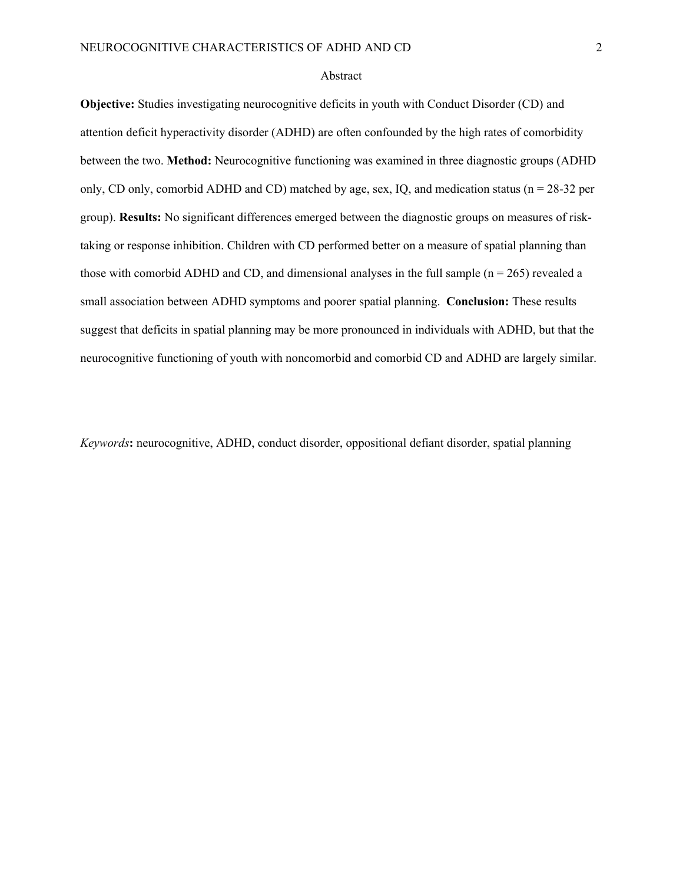# Abstract

**Objective:** Studies investigating neurocognitive deficits in youth with Conduct Disorder (CD) and attention deficit hyperactivity disorder (ADHD) are often confounded by the high rates of comorbidity between the two. **Method:** Neurocognitive functioning was examined in three diagnostic groups (ADHD only, CD only, comorbid ADHD and CD) matched by age, sex, IQ, and medication status ($n = 28$-$32$ per group). **Results:** No significant differences emerged between the diagnostic groups on measures of risk-taking or response inhibition. Children with CD performed better on a measure of spatial planning than those with comorbid ADHD and CD, and dimensional analyses in the full sample ($n = 265$) revealed a small association between ADHD symptoms and poorer spatial planning. **Conclusion:** These results suggest that deficits in spatial planning may be more pronounced in individuals with ADHD, but that the neurocognitive functioning of youth with noncomorbid and comorbid CD and ADHD are largely similar.

*Keywords*: neurocognitive, ADHD, conduct disorder, oppositional defiant disorder, spatial planning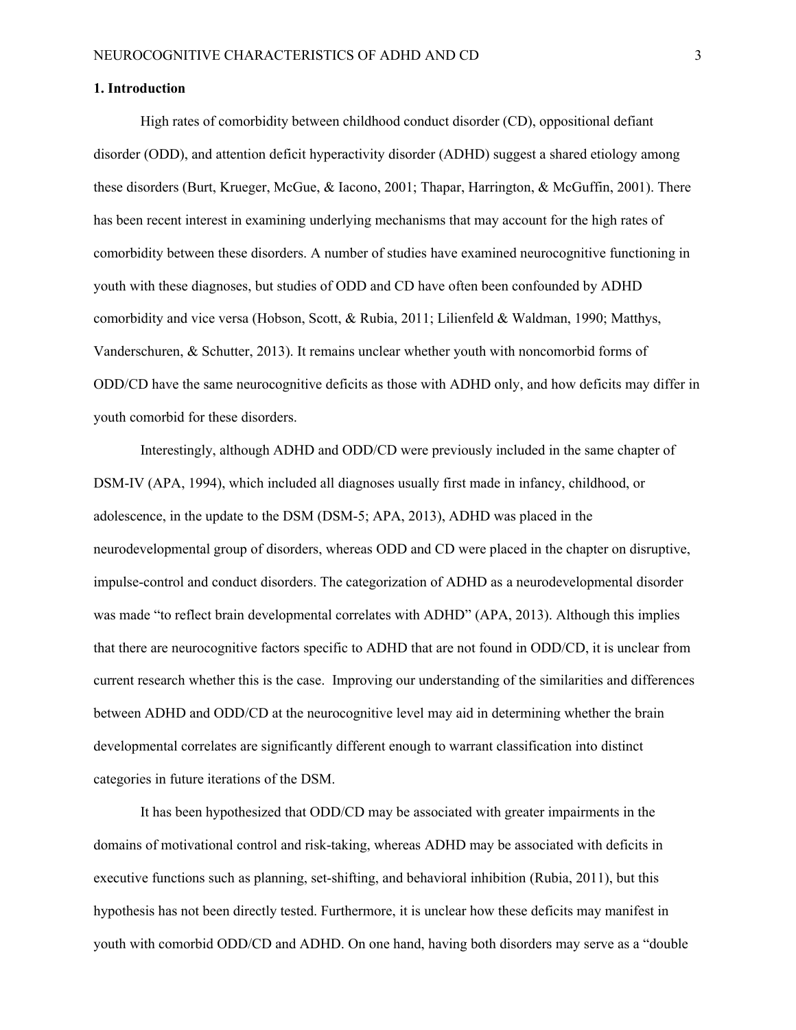## 1. Introduction

High rates of comorbidity between childhood conduct disorder (CD), oppositional defiant disorder (ODD), and attention deficit hyperactivity disorder (ADHD) suggest a shared etiology among these disorders (Burt, Krueger, McGue, & Iacono, 2001; Thapar, Harrington, & McGuffin, 2001). There has been recent interest in examining underlying mechanisms that may account for the high rates of comorbidity between these disorders. A number of studies have examined neurocognitive functioning in youth with these diagnoses, but studies of ODD and CD have often been confounded by ADHD comorbidity and vice versa (Hobson, Scott, & Rubia, 2011; Lilienfeld & Waldman, 1990; Matthys, Vanderschuren, & Schutter, 2013). It remains unclear whether youth with noncomorbid forms of ODD/CD have the same neurocognitive deficits as those with ADHD only, and how deficits may differ in youth comorbid for these disorders.

Interestingly, although ADHD and ODD/CD were previously included in the same chapter of DSM-IV (APA, 1994), which included all diagnoses usually first made in infancy, childhood, or adolescence, in the update to the DSM (DSM-5; APA, 2013), ADHD was placed in the neurodevelopmental group of disorders, whereas ODD and CD were placed in the chapter on disruptive, impulse-control and conduct disorders. The categorization of ADHD as a neurodevelopmental disorder was made "to reflect brain developmental correlates with ADHD" (APA, 2013). Although this implies that there are neurocognitive factors specific to ADHD that are not found in ODD/CD, it is unclear from current research whether this is the case. Improving our understanding of the similarities and differences between ADHD and ODD/CD at the neurocognitive level may aid in determining whether the brain developmental correlates are significantly different enough to warrant classification into distinct categories in future iterations of the DSM.

It has been hypothesized that ODD/CD may be associated with greater impairments in the domains of motivational control and risk-taking, whereas ADHD may be associated with deficits in executive functions such as planning, set-shifting, and behavioral inhibition (Rubia, 2011), but this hypothesis has not been directly tested. Furthermore, it is unclear how these deficits may manifest in youth with comorbid ODD/CD and ADHD. On one hand, having both disorders may serve as a "double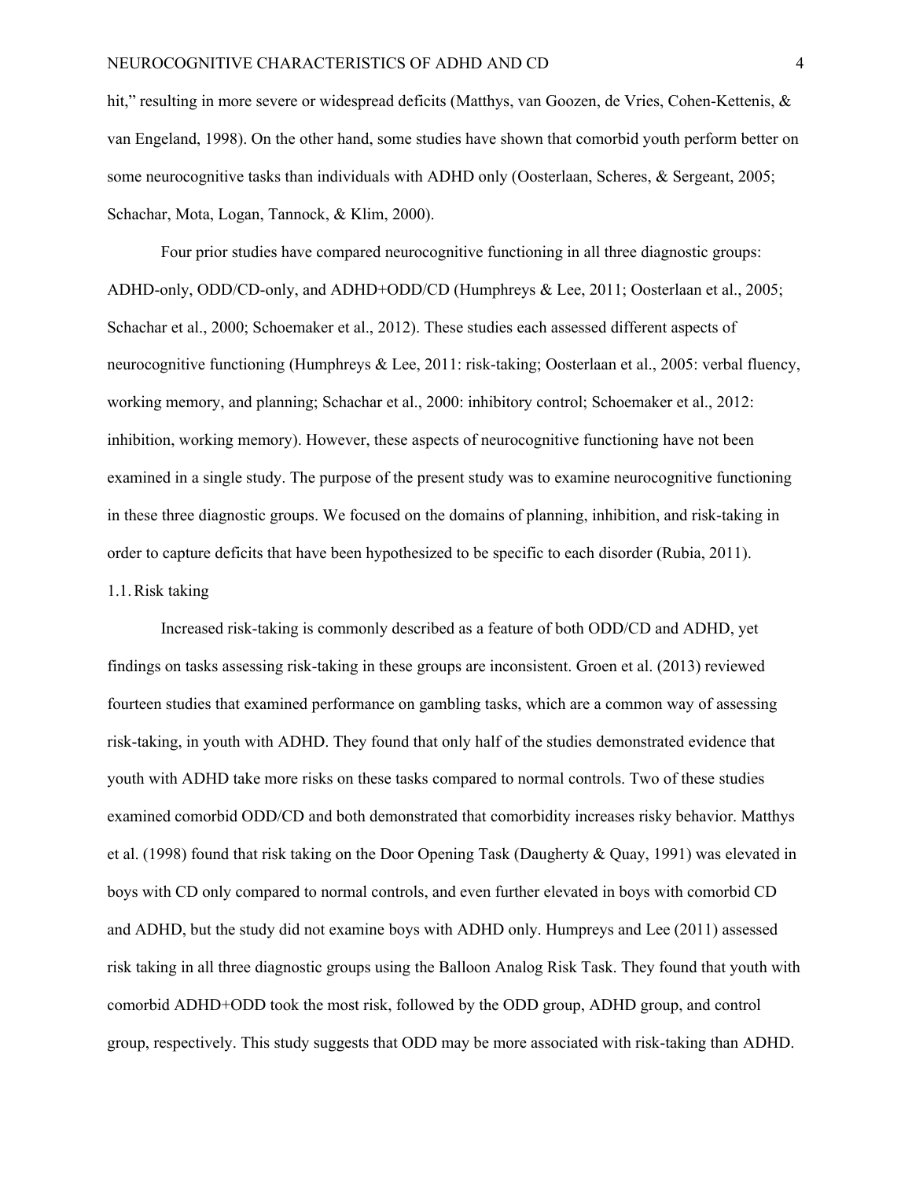hit," resulting in more severe or widespread deficits (Matthys, van Goozen, de Vries, Cohen-Kettenis, & van Engeland, 1998). On the other hand, some studies have shown that comorbid youth perform better on some neurocognitive tasks than individuals with ADHD only (Oosterlaan, Scheres, & Sergeant, 2005; Schachar, Mota, Logan, Tannock, & Klim, 2000).

Four prior studies have compared neurocognitive functioning in all three diagnostic groups: ADHD-only, ODD/CD-only, and ADHD+ODD/CD (Humphreys & Lee, 2011; Oosterlaan et al., 2005; Schachar et al., 2000; Schoemaker et al., 2012). These studies each assessed different aspects of neurocognitive functioning (Humphreys & Lee, 2011: risk-taking; Oosterlaan et al., 2005: verbal fluency, working memory, and planning; Schachar et al., 2000: inhibitory control; Schoemaker et al., 2012: inhibition, working memory). However, these aspects of neurocognitive functioning have not been examined in a single study. The purpose of the present study was to examine neurocognitive functioning in these three diagnostic groups. We focused on the domains of planning, inhibition, and risk-taking in order to capture deficits that have been hypothesized to be specific to each disorder (Rubia, 2011).

## 1.1. Risk taking

Increased risk-taking is commonly described as a feature of both ODD/CD and ADHD, yet findings on tasks assessing risk-taking in these groups are inconsistent. Groen et al. (2013) reviewed fourteen studies that examined performance on gambling tasks, which are a common way of assessing risk-taking, in youth with ADHD. They found that only half of the studies demonstrated evidence that youth with ADHD take more risks on these tasks compared to normal controls. Two of these studies examined comorbid ODD/CD and both demonstrated that comorbidity increases risky behavior. Matthys et al. (1998) found that risk taking on the Door Opening Task (Daugherty & Quay, 1991) was elevated in boys with CD only compared to normal controls, and even further elevated in boys with comorbid CD and ADHD, but the study did not examine boys with ADHD only. Humpreys and Lee (2011) assessed risk taking in all three diagnostic groups using the Balloon Analog Risk Task. They found that youth with comorbid ADHD+ODD took the most risk, followed by the ODD group, ADHD group, and control group, respectively. This study suggests that ODD may be more associated with risk-taking than ADHD.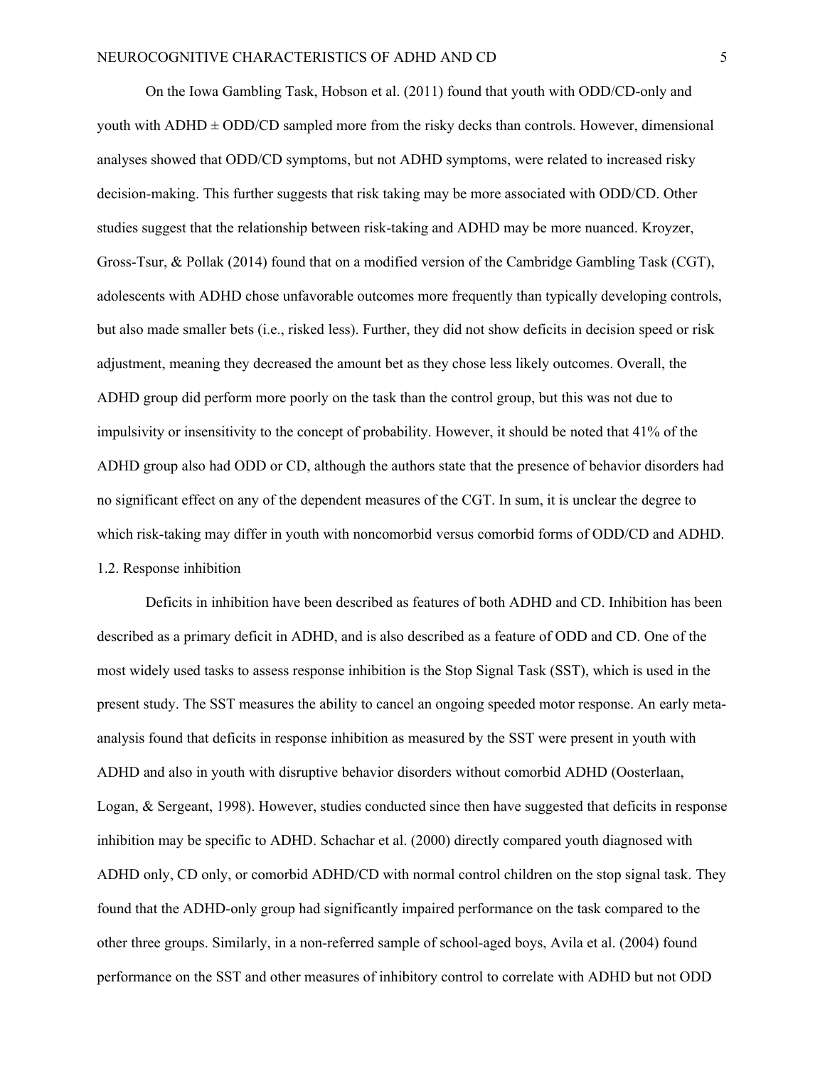On the Iowa Gambling Task, Hobson et al. (2011) found that youth with ODD/CD-only and youth with ADHD ± ODD/CD sampled more from the risky decks than controls. However, dimensional analyses showed that ODD/CD symptoms, but not ADHD symptoms, were related to increased risky decision-making. This further suggests that risk taking may be more associated with ODD/CD. Other studies suggest that the relationship between risk-taking and ADHD may be more nuanced. Kroyzer, Gross-Tsur, & Pollak (2014) found that on a modified version of the Cambridge Gambling Task (CGT), adolescents with ADHD chose unfavorable outcomes more frequently than typically developing controls, but also made smaller bets (i.e., risked less). Further, they did not show deficits in decision speed or risk adjustment, meaning they decreased the amount bet as they chose less likely outcomes. Overall, the ADHD group did perform more poorly on the task than the control group, but this was not due to impulsivity or insensitivity to the concept of probability. However, it should be noted that 41% of the ADHD group also had ODD or CD, although the authors state that the presence of behavior disorders had no significant effect on any of the dependent measures of the CGT. In sum, it is unclear the degree to which risk-taking may differ in youth with noncomorbid versus comorbid forms of ODD/CD and ADHD.

### 1.2. Response inhibition

Deficits in inhibition have been described as features of both ADHD and CD. Inhibition has been described as a primary deficit in ADHD, and is also described as a feature of ODD and CD. One of the most widely used tasks to assess response inhibition is the Stop Signal Task (SST), which is used in the present study. The SST measures the ability to cancel an ongoing speeded motor response. An early meta-analysis found that deficits in response inhibition as measured by the SST were present in youth with ADHD and also in youth with disruptive behavior disorders without comorbid ADHD (Oosterlaan, Logan, & Sergeant, 1998). However, studies conducted since then have suggested that deficits in response inhibition may be specific to ADHD. Schachar et al. (2000) directly compared youth diagnosed with ADHD only, CD only, or comorbid ADHD/CD with normal control children on the stop signal task. They found that the ADHD-only group had significantly impaired performance on the task compared to the other three groups. Similarly, in a non-referred sample of school-aged boys, Avila et al. (2004) found performance on the SST and other measures of inhibitory control to correlate with ADHD but not ODD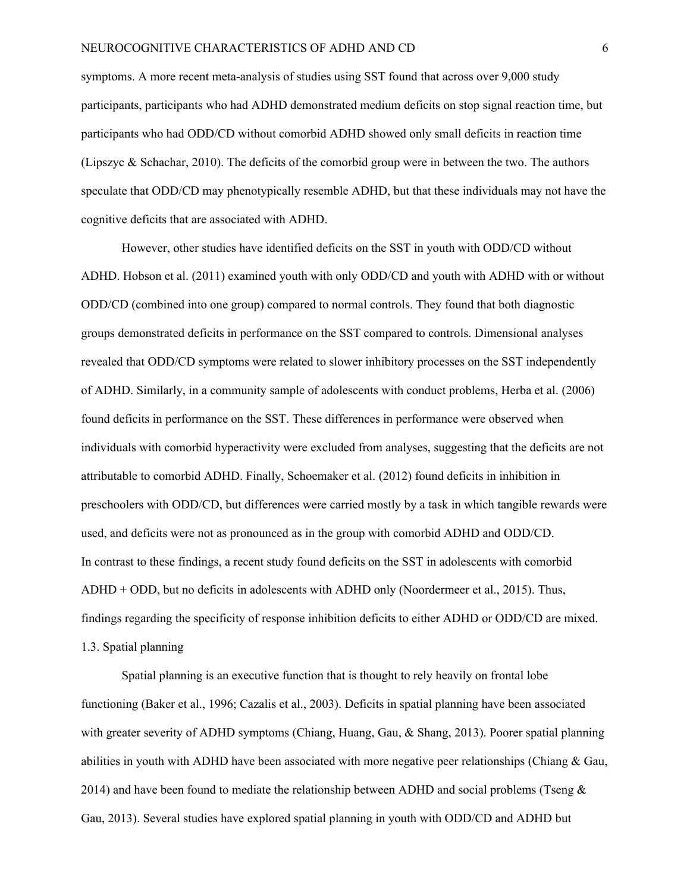symptoms. A more recent meta-analysis of studies using SST found that across over 9,000 study participants, participants who had ADHD demonstrated medium deficits on stop signal reaction time, but participants who had ODD/CD without comorbid ADHD showed only small deficits in reaction time (Lipszyc & Schachar, 2010). The deficits of the comorbid group were in between the two. The authors speculate that ODD/CD may phenotypically resemble ADHD, but that these individuals may not have the cognitive deficits that are associated with ADHD.

However, other studies have identified deficits on the SST in youth with ODD/CD without ADHD. Hobson et al. (2011) examined youth with only ODD/CD and youth with ADHD with or without ODD/CD (combined into one group) compared to normal controls. They found that both diagnostic groups demonstrated deficits in performance on the SST compared to controls. Dimensional analyses revealed that ODD/CD symptoms were related to slower inhibitory processes on the SST independently of ADHD. Similarly, in a community sample of adolescents with conduct problems, Herba et al. (2006) found deficits in performance on the SST. These differences in performance were observed when individuals with comorbid hyperactivity were excluded from analyses, suggesting that the deficits are not attributable to comorbid ADHD. Finally, Schoemaker et al. (2012) found deficits in inhibition in preschoolers with ODD/CD, but differences were carried mostly by a task in which tangible rewards were used, and deficits were not as pronounced as in the group with comorbid ADHD and ODD/CD.
In contrast to these findings, a recent study found deficits on the SST in adolescents with comorbid ADHD + ODD, but no deficits in adolescents with ADHD only (Noordermeer et al., 2015). Thus, findings regarding the specificity of response inhibition deficits to either ADHD or ODD/CD are mixed.

### 1.3. Spatial planning

Spatial planning is an executive function that is thought to rely heavily on frontal lobe functioning (Baker et al., 1996; Cazalis et al., 2003). Deficits in spatial planning have been associated with greater severity of ADHD symptoms (Chiang, Huang, Gau, & Shang, 2013). Poorer spatial planning abilities in youth with ADHD have been associated with more negative peer relationships (Chiang & Gau, 2014) and have been found to mediate the relationship between ADHD and social problems (Tseng & Gau, 2013). Several studies have explored spatial planning in youth with ODD/CD and ADHD but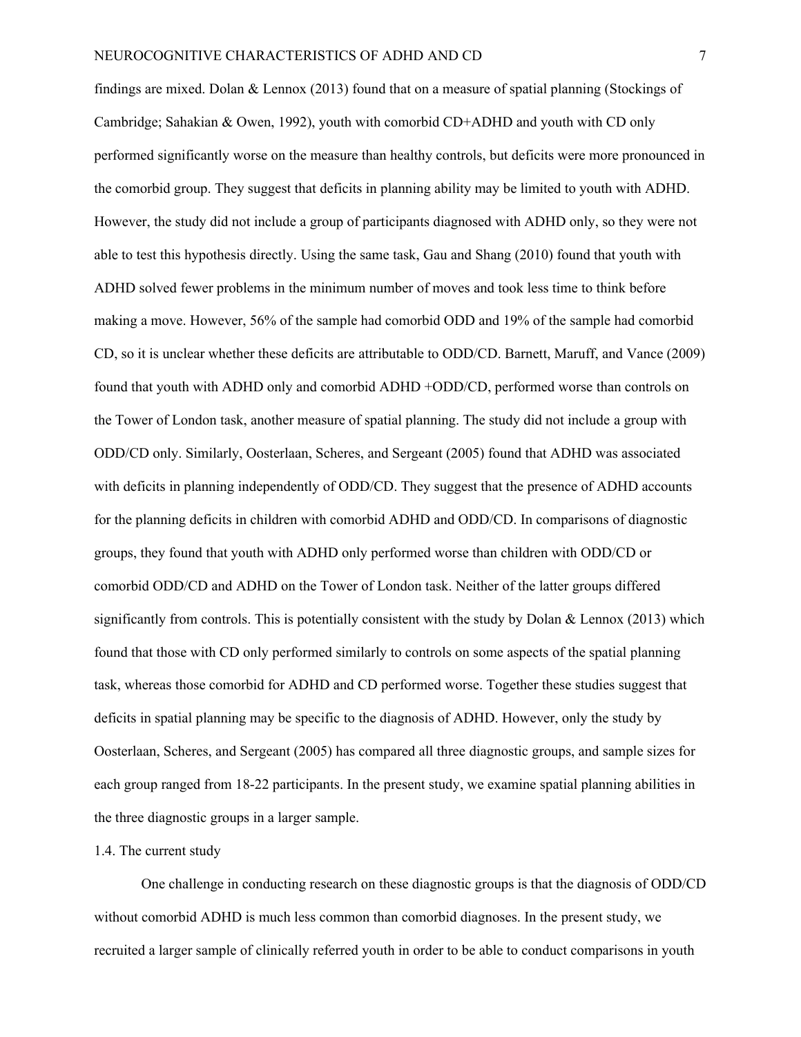findings are mixed. Dolan & Lennox (2013) found that on a measure of spatial planning (Stockings of Cambridge; Sahakian & Owen, 1992), youth with comorbid CD+ADHD and youth with CD only performed significantly worse on the measure than healthy controls, but deficits were more pronounced in the comorbid group. They suggest that deficits in planning ability may be limited to youth with ADHD. However, the study did not include a group of participants diagnosed with ADHD only, so they were not able to test this hypothesis directly. Using the same task, Gau and Shang (2010) found that youth with ADHD solved fewer problems in the minimum number of moves and took less time to think before making a move. However, 56% of the sample had comorbid ODD and 19% of the sample had comorbid CD, so it is unclear whether these deficits are attributable to ODD/CD. Barnett, Maruff, and Vance (2009) found that youth with ADHD only and comorbid ADHD +ODD/CD, performed worse than controls on the Tower of London task, another measure of spatial planning. The study did not include a group with ODD/CD only. Similarly, Oosterlaan, Scheres, and Sergeant (2005) found that ADHD was associated with deficits in planning independently of ODD/CD. They suggest that the presence of ADHD accounts for the planning deficits in children with comorbid ADHD and ODD/CD. In comparisons of diagnostic groups, they found that youth with ADHD only performed worse than children with ODD/CD or comorbid ODD/CD and ADHD on the Tower of London task. Neither of the latter groups differed significantly from controls. This is potentially consistent with the study by Dolan & Lennox (2013) which found that those with CD only performed similarly to controls on some aspects of the spatial planning task, whereas those comorbid for ADHD and CD performed worse. Together these studies suggest that deficits in spatial planning may be specific to the diagnosis of ADHD. However, only the study by Oosterlaan, Scheres, and Sergeant (2005) has compared all three diagnostic groups, and sample sizes for each group ranged from 18-22 participants. In the present study, we examine spatial planning abilities in the three diagnostic groups in a larger sample.

### 1.4. The current study

One challenge in conducting research on these diagnostic groups is that the diagnosis of ODD/CD without comorbid ADHD is much less common than comorbid diagnoses. In the present study, we recruited a larger sample of clinically referred youth in order to be able to conduct comparisons in youth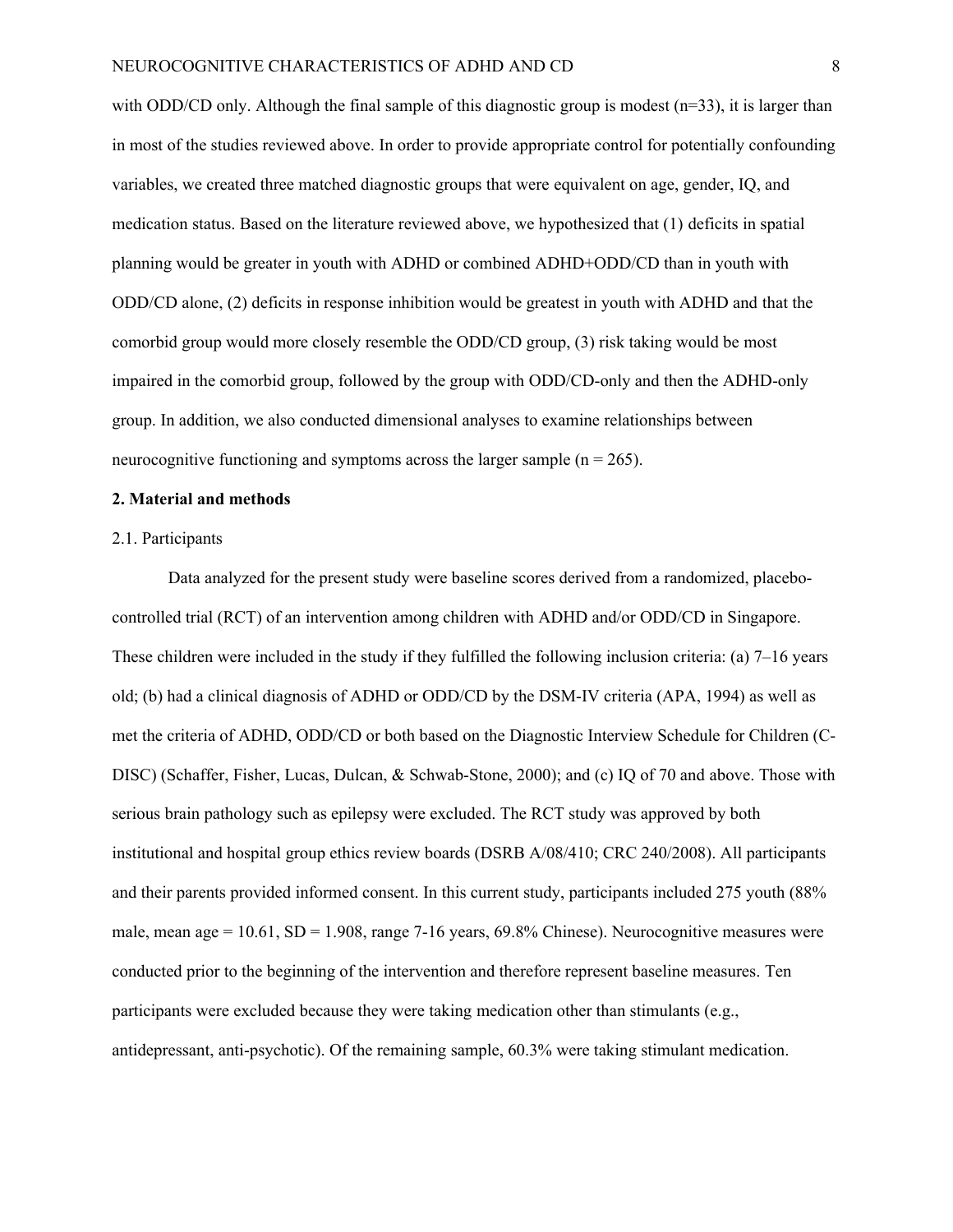with ODD/CD only. Although the final sample of this diagnostic group is modest (n=33), it is larger than in most of the studies reviewed above. In order to provide appropriate control for potentially confounding variables, we created three matched diagnostic groups that were equivalent on age, gender, IQ, and medication status. Based on the literature reviewed above, we hypothesized that (1) deficits in spatial planning would be greater in youth with ADHD or combined ADHD+ODD/CD than in youth with ODD/CD alone, (2) deficits in response inhibition would be greatest in youth with ADHD and that the comorbid group would more closely resemble the ODD/CD group, (3) risk taking would be most impaired in the comorbid group, followed by the group with ODD/CD-only and then the ADHD-only group. In addition, we also conducted dimensional analyses to examine relationships between neurocognitive functioning and symptoms across the larger sample (n = 265).

## 2. Material and methods

### 2.1. Participants

Data analyzed for the present study were baseline scores derived from a randomized, placebo-controlled trial (RCT) of an intervention among children with ADHD and/or ODD/CD in Singapore. These children were included in the study if they fulfilled the following inclusion criteria: (a) 7–16 years old; (b) had a clinical diagnosis of ADHD or ODD/CD by the DSM-IV criteria (APA, 1994) as well as met the criteria of ADHD, ODD/CD or both based on the Diagnostic Interview Schedule for Children (C-DISC) (Schaffer, Fisher, Lucas, Dulcan, & Schwab-Stone, 2000); and (c) IQ of 70 and above. Those with serious brain pathology such as epilepsy were excluded. The RCT study was approved by both institutional and hospital group ethics review boards (DSRB A/08/410; CRC 240/2008). All participants and their parents provided informed consent. In this current study, participants included 275 youth (88% male, mean age = 10.61, SD = 1.908, range 7-16 years, 69.8% Chinese). Neurocognitive measures were conducted prior to the beginning of the intervention and therefore represent baseline measures. Ten participants were excluded because they were taking medication other than stimulants (e.g., antidepressant, anti-psychotic). Of the remaining sample, 60.3% were taking stimulant medication.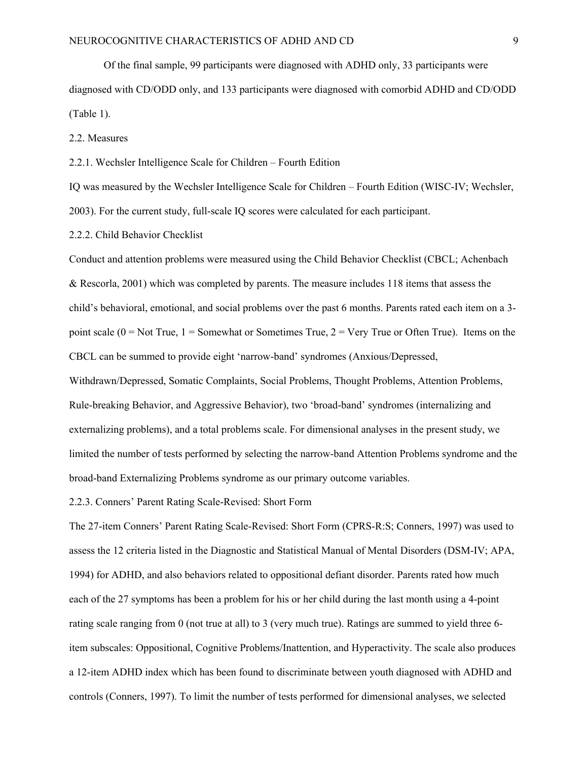Of the final sample, 99 participants were diagnosed with ADHD only, 33 participants were diagnosed with CD/ODD only, and 133 participants were diagnosed with comorbid ADHD and CD/ODD (Table 1).

## 2.2. Measures

### 2.2.1. Wechsler Intelligence Scale for Children – Fourth Edition

IQ was measured by the Wechsler Intelligence Scale for Children – Fourth Edition (WISC-IV; Wechsler, 2003). For the current study, full-scale IQ scores were calculated for each participant.

### 2.2.2. Child Behavior Checklist

Conduct and attention problems were measured using the Child Behavior Checklist (CBCL; Achenbach & Rescorla, 2001) which was completed by parents. The measure includes 118 items that assess the child's behavioral, emotional, and social problems over the past 6 months. Parents rated each item on a 3-point scale (0 = Not True, 1 = Somewhat or Sometimes True, 2 = Very True or Often True). Items on the CBCL can be summed to provide eight 'narrow-band' syndromes (Anxious/Depressed, Withdrawn/Depressed, Somatic Complaints, Social Problems, Thought Problems, Attention Problems, Rule-breaking Behavior, and Aggressive Behavior), two 'broad-band' syndromes (internalizing and externalizing problems), and a total problems scale. For dimensional analyses in the present study, we limited the number of tests performed by selecting the narrow-band Attention Problems syndrome and the broad-band Externalizing Problems syndrome as our primary outcome variables.

### 2.2.3. Conners' Parent Rating Scale-Revised: Short Form

The 27-item Conners' Parent Rating Scale-Revised: Short Form (CPRS-R:S; Conners, 1997) was used to assess the 12 criteria listed in the Diagnostic and Statistical Manual of Mental Disorders (DSM-IV; APA, 1994) for ADHD, and also behaviors related to oppositional defiant disorder. Parents rated how much each of the 27 symptoms has been a problem for his or her child during the last month using a 4-point rating scale ranging from 0 (not true at all) to 3 (very much true). Ratings are summed to yield three 6-item subscales: Oppositional, Cognitive Problems/Inattention, and Hyperactivity. The scale also produces a 12-item ADHD index which has been found to discriminate between youth diagnosed with ADHD and controls (Conners, 1997). To limit the number of tests performed for dimensional analyses, we selected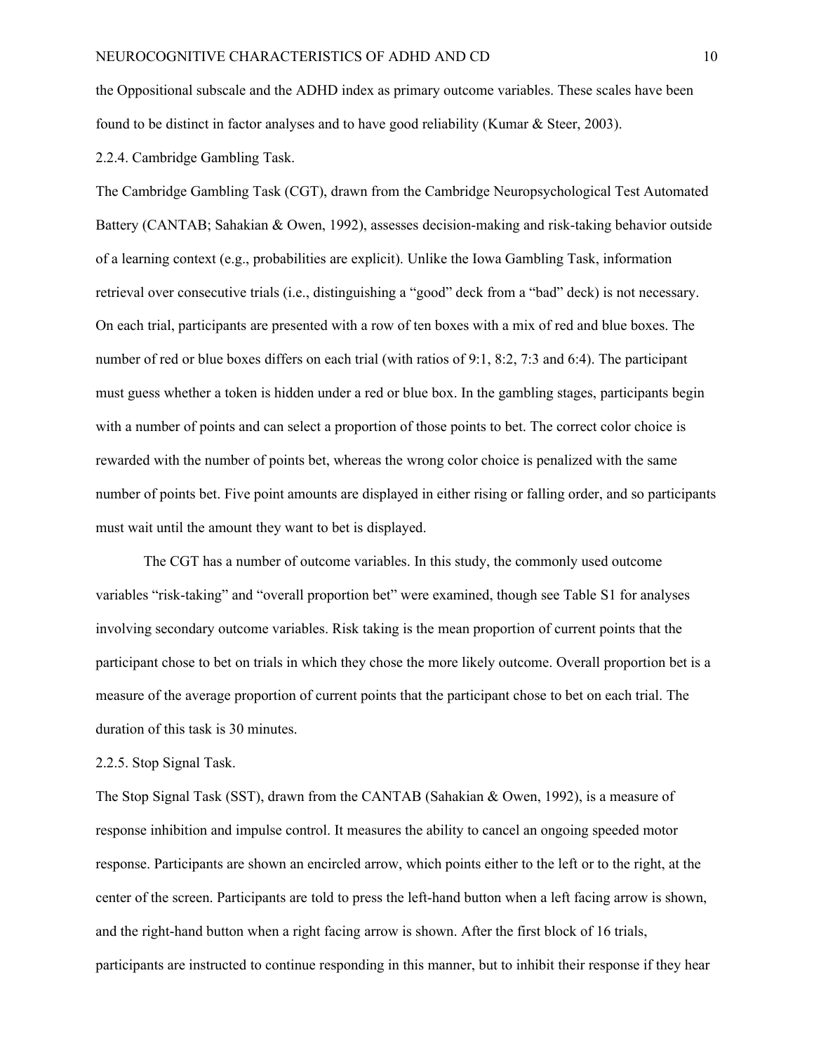the Oppositional subscale and the ADHD index as primary outcome variables. These scales have been found to be distinct in factor analyses and to have good reliability (Kumar & Steer, 2003).

#### 2.2.4. Cambridge Gambling Task.

The Cambridge Gambling Task (CGT), drawn from the Cambridge Neuropsychological Test Automated Battery (CANTAB; Sahakian & Owen, 1992), assesses decision-making and risk-taking behavior outside of a learning context (e.g., probabilities are explicit). Unlike the Iowa Gambling Task, information retrieval over consecutive trials (i.e., distinguishing a "good" deck from a "bad" deck) is not necessary. On each trial, participants are presented with a row of ten boxes with a mix of red and blue boxes. The number of red or blue boxes differs on each trial (with ratios of 9:1, 8:2, 7:3 and 6:4). The participant must guess whether a token is hidden under a red or blue box. In the gambling stages, participants begin with a number of points and can select a proportion of those points to bet. The correct color choice is rewarded with the number of points bet, whereas the wrong color choice is penalized with the same number of points bet. Five point amounts are displayed in either rising or falling order, and so participants must wait until the amount they want to bet is displayed.

The CGT has a number of outcome variables. In this study, the commonly used outcome variables "risk-taking" and "overall proportion bet" were examined, though see Table S1 for analyses involving secondary outcome variables. Risk taking is the mean proportion of current points that the participant chose to bet on trials in which they chose the more likely outcome. Overall proportion bet is a measure of the average proportion of current points that the participant chose to bet on each trial. The duration of this task is 30 minutes.

#### 2.2.5. Stop Signal Task.

The Stop Signal Task (SST), drawn from the CANTAB (Sahakian & Owen, 1992), is a measure of response inhibition and impulse control. It measures the ability to cancel an ongoing speeded motor response. Participants are shown an encircled arrow, which points either to the left or to the right, at the center of the screen. Participants are told to press the left-hand button when a left facing arrow is shown, and the right-hand button when a right facing arrow is shown. After the first block of 16 trials, participants are instructed to continue responding in this manner, but to inhibit their response if they hear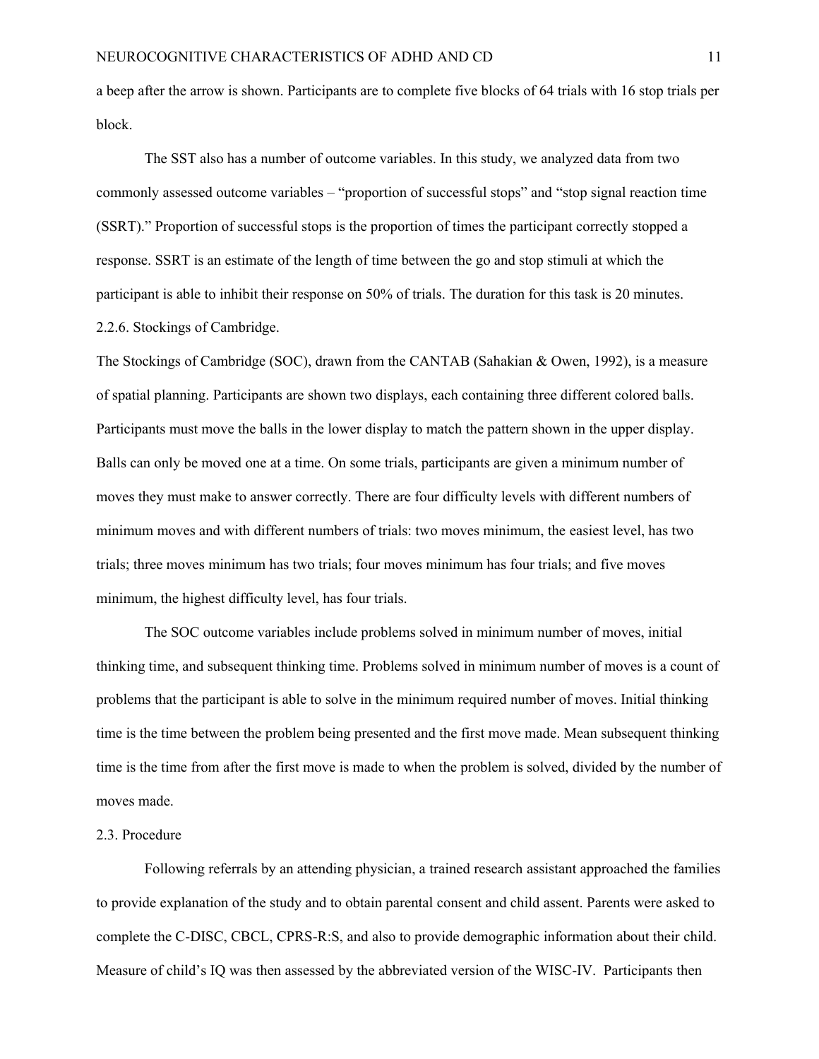a beep after the arrow is shown. Participants are to complete five blocks of 64 trials with 16 stop trials per block.

The SST also has a number of outcome variables. In this study, we analyzed data from two commonly assessed outcome variables – "proportion of successful stops" and "stop signal reaction time (SSRT)." Proportion of successful stops is the proportion of times the participant correctly stopped a response. SSRT is an estimate of the length of time between the go and stop stimuli at which the participant is able to inhibit their response on 50% of trials. The duration for this task is 20 minutes.

### 2.2.6. Stockings of Cambridge.

The Stockings of Cambridge (SOC), drawn from the CANTAB (Sahakian & Owen, 1992), is a measure of spatial planning. Participants are shown two displays, each containing three different colored balls. Participants must move the balls in the lower display to match the pattern shown in the upper display. Balls can only be moved one at a time. On some trials, participants are given a minimum number of moves they must make to answer correctly. There are four difficulty levels with different numbers of minimum moves and with different numbers of trials: two moves minimum, the easiest level, has two trials; three moves minimum has two trials; four moves minimum has four trials; and five moves minimum, the highest difficulty level, has four trials.

The SOC outcome variables include problems solved in minimum number of moves, initial thinking time, and subsequent thinking time. Problems solved in minimum number of moves is a count of problems that the participant is able to solve in the minimum required number of moves. Initial thinking time is the time between the problem being presented and the first move made. Mean subsequent thinking time is the time from after the first move is made to when the problem is solved, divided by the number of moves made.

## 2.3. Procedure

Following referrals by an attending physician, a trained research assistant approached the families to provide explanation of the study and to obtain parental consent and child assent. Parents were asked to complete the C-DISC, CBCL, CPRS-R:S, and also to provide demographic information about their child. Measure of child's IQ was then assessed by the abbreviated version of the WISC-IV. Participants then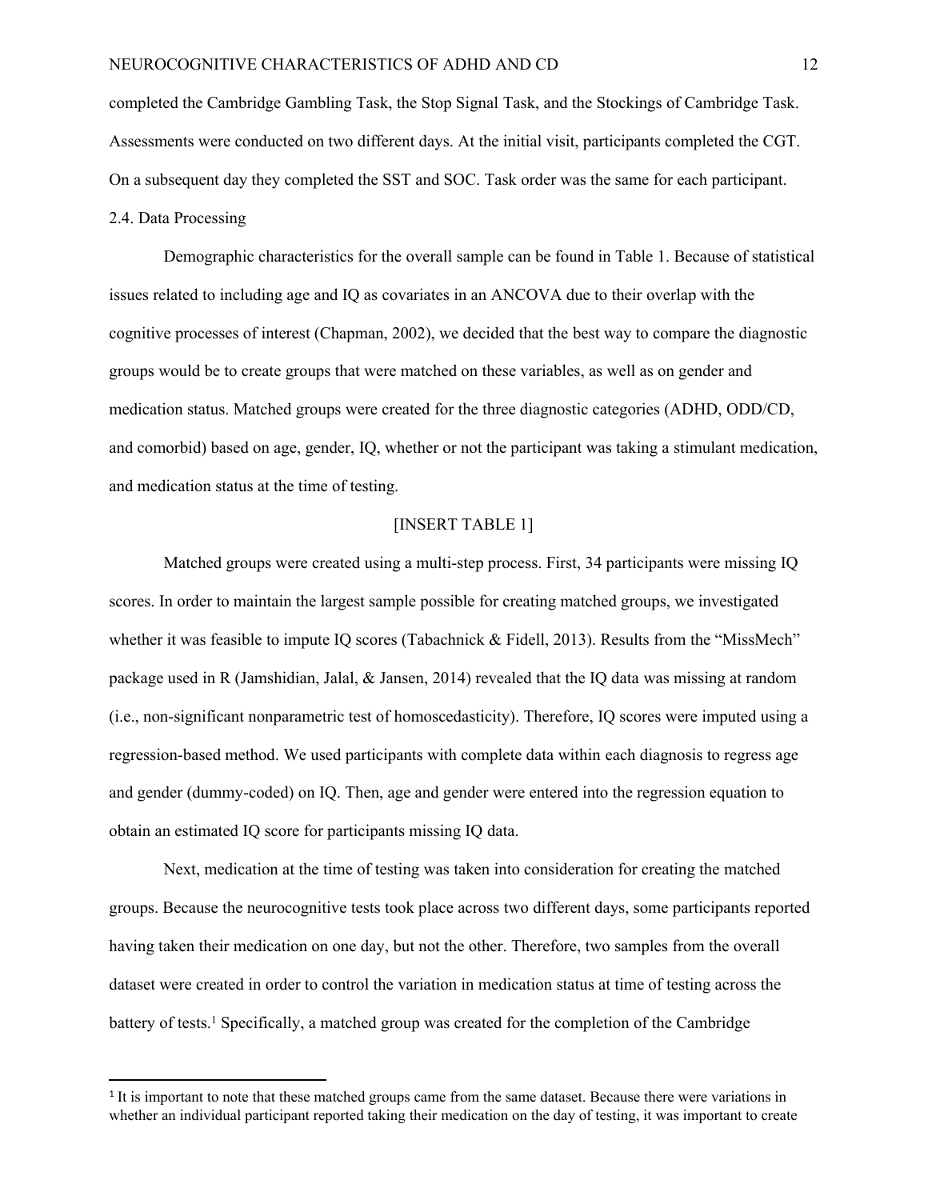completed the Cambridge Gambling Task, the Stop Signal Task, and the Stockings of Cambridge Task. Assessments were conducted on two different days. At the initial visit, participants completed the CGT. On a subsequent day they completed the SST and SOC. Task order was the same for each participant.

## 2.4. Data Processing

Demographic characteristics for the overall sample can be found in Table 1. Because of statistical issues related to including age and IQ as covariates in an ANCOVA due to their overlap with the cognitive processes of interest (Chapman, 2002), we decided that the best way to compare the diagnostic groups would be to create groups that were matched on these variables, as well as on gender and medication status. Matched groups were created for the three diagnostic categories (ADHD, ODD/CD, and comorbid) based on age, gender, IQ, whether or not the participant was taking a stimulant medication, and medication status at the time of testing.

[INSERT TABLE 1]

Matched groups were created using a multi-step process. First, 34 participants were missing IQ scores. In order to maintain the largest sample possible for creating matched groups, we investigated whether it was feasible to impute IQ scores (Tabachnick & Fidell, 2013). Results from the "MissMech" package used in R (Jamshidian, Jalal, & Jansen, 2014) revealed that the IQ data was missing at random (i.e., non-significant nonparametric test of homoscedasticity). Therefore, IQ scores were imputed using a regression-based method. We used participants with complete data within each diagnosis to regress age and gender (dummy-coded) on IQ. Then, age and gender were entered into the regression equation to obtain an estimated IQ score for participants missing IQ data.

Next, medication at the time of testing was taken into consideration for creating the matched groups. Because the neurocognitive tests took place across two different days, some participants reported having taken their medication on one day, but not the other. Therefore, two samples from the overall dataset were created in order to control the variation in medication status at time of testing across the battery of tests.[1] Specifically, a matched group was created for the completion of the Cambridge

[1] It is important to note that these matched groups came from the same dataset. Because there were variations in whether an individual participant reported taking their medication on the day of testing, it was important to create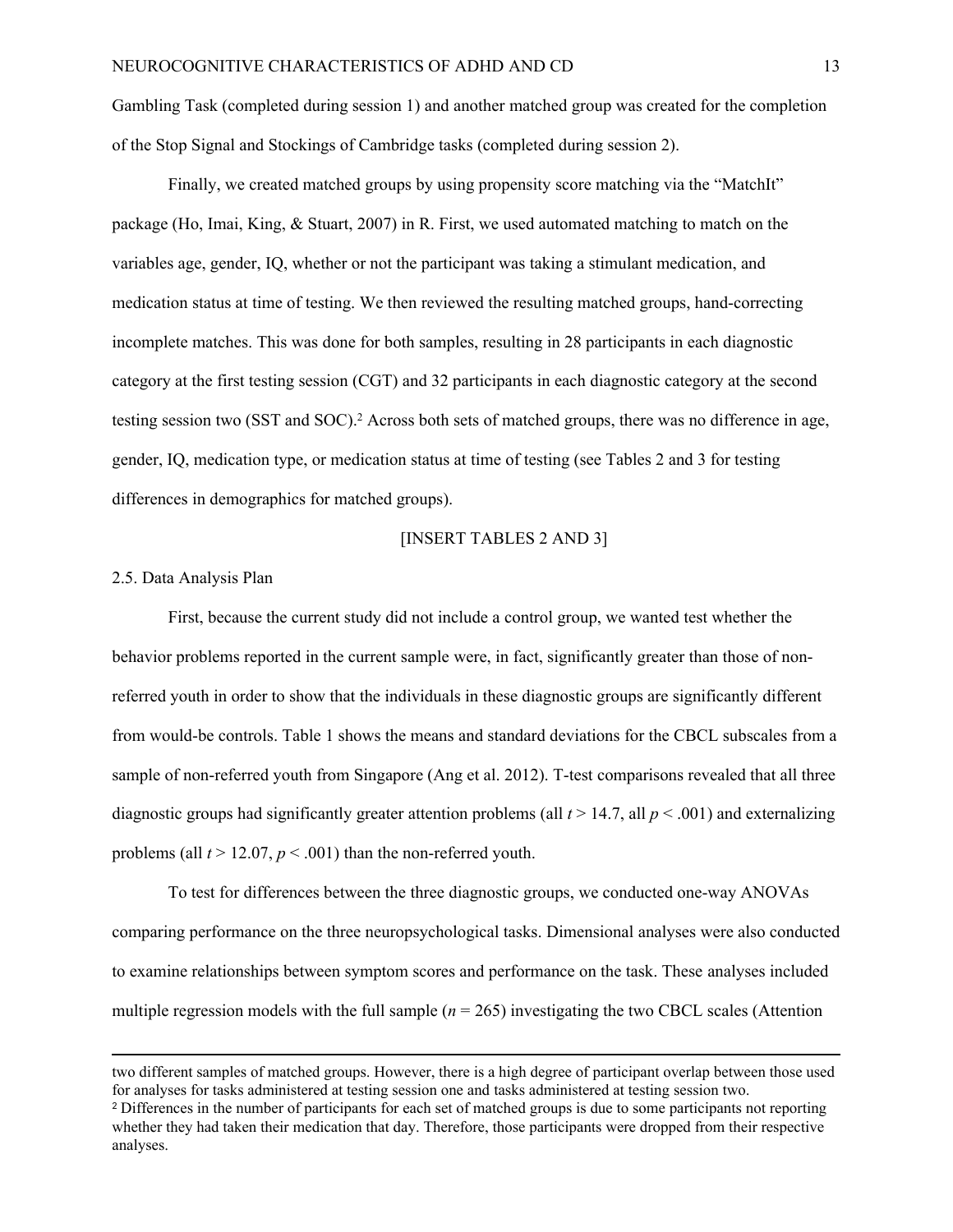Gambling Task (completed during session 1) and another matched group was created for the completion of the Stop Signal and Stockings of Cambridge tasks (completed during session 2).

Finally, we created matched groups by using propensity score matching via the "MatchIt" package (Ho, Imai, King, & Stuart, 2007) in R. First, we used automated matching to match on the variables age, gender, IQ, whether or not the participant was taking a stimulant medication, and medication status at time of testing. We then reviewed the resulting matched groups, hand-correcting incomplete matches. This was done for both samples, resulting in 28 participants in each diagnostic category at the first testing session (CGT) and 32 participants in each diagnostic category at the second testing session two (SST and SOC).[2] Across both sets of matched groups, there was no difference in age, gender, IQ, medication type, or medication status at time of testing (see Tables 2 and 3 for testing differences in demographics for matched groups).

[INSERT TABLES 2 AND 3]

### 2.5. Data Analysis Plan

First, because the current study did not include a control group, we wanted test whether the behavior problems reported in the current sample were, in fact, significantly greater than those of non-referred youth in order to show that the individuals in these diagnostic groups are significantly different from would-be controls. Table 1 shows the means and standard deviations for the CBCL subscales from a sample of non-referred youth from Singapore (Ang et al. 2012). T-test comparisons revealed that all three diagnostic groups had significantly greater attention problems (all $t > 14.7$, all $p < .001$) and externalizing problems (all $t > 12.07$, $p < .001$) than the non-referred youth.

To test for differences between the three diagnostic groups, we conducted one-way ANOVAs comparing performance on the three neuropsychological tasks. Dimensional analyses were also conducted to examine relationships between symptom scores and performance on the task. These analyses included multiple regression models with the full sample ($n = 265$) investigating the two CBCL scales (Attention

---

two different samples of matched groups. However, there is a high degree of participant overlap between those used for analyses for tasks administered at testing session one and tasks administered at testing session two.

[2] Differences in the number of participants for each set of matched groups is due to some participants not reporting whether they had taken their medication that day. Therefore, those participants were dropped from their respective analyses.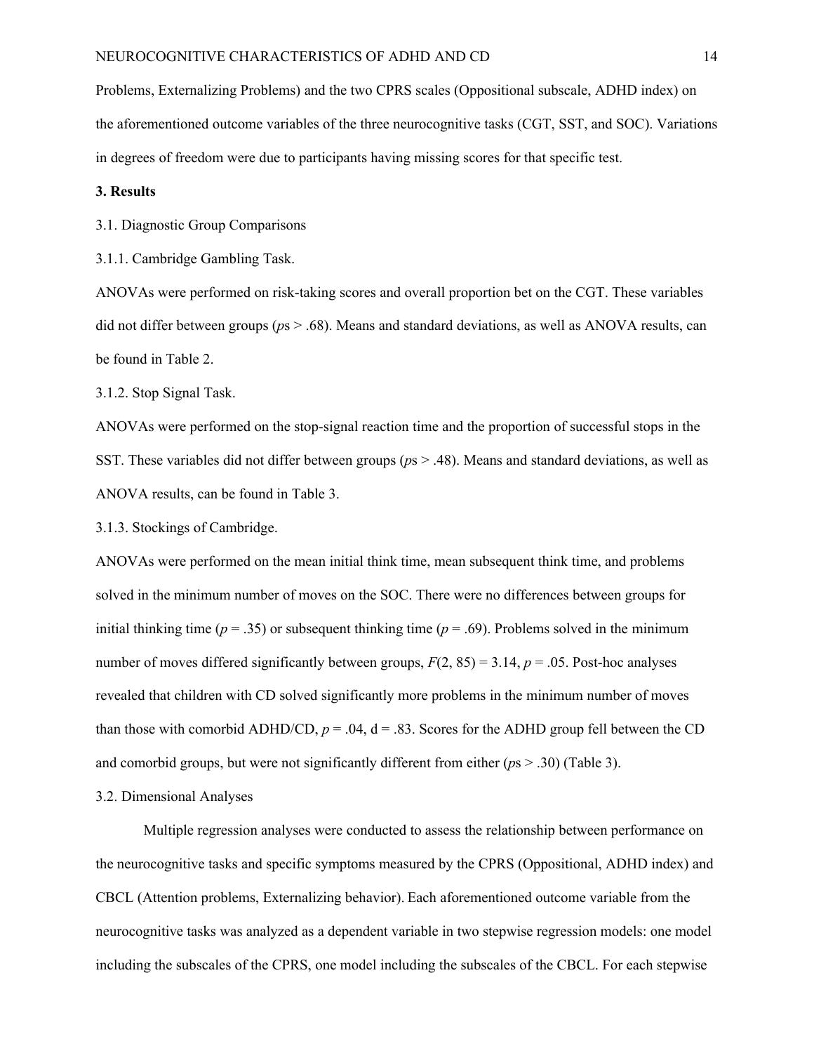Problems, Externalizing Problems) and the two CPRS scales (Oppositional subscale, ADHD index) on the aforementioned outcome variables of the three neurocognitive tasks (CGT, SST, and SOC). Variations in degrees of freedom were due to participants having missing scores for that specific test.

## 3. Results

### 3.1. Diagnostic Group Comparisons

#### 3.1.1. Cambridge Gambling Task.

ANOVAs were performed on risk-taking scores and overall proportion bet on the CGT. These variables did not differ between groups (*p*s > .68). Means and standard deviations, as well as ANOVA results, can be found in Table 2.

#### 3.1.2. Stop Signal Task.

ANOVAs were performed on the stop-signal reaction time and the proportion of successful stops in the SST. These variables did not differ between groups (*p*s > .48). Means and standard deviations, as well as ANOVA results, can be found in Table 3.

#### 3.1.3. Stockings of Cambridge.

ANOVAs were performed on the mean initial think time, mean subsequent think time, and problems solved in the minimum number of moves on the SOC. There were no differences between groups for initial thinking time ($p = .35$) or subsequent thinking time ($p = .69$). Problems solved in the minimum number of moves differed significantly between groups, $F(2, 85) = 3.14$, $p = .05$. Post-hoc analyses revealed that children with CD solved significantly more problems in the minimum number of moves than those with comorbid ADHD/CD, $p = .04$, d = .83. Scores for the ADHD group fell between the CD and comorbid groups, but were not significantly different from either (*p*s > .30) (Table 3).

### 3.2. Dimensional Analyses

Multiple regression analyses were conducted to assess the relationship between performance on the neurocognitive tasks and specific symptoms measured by the CPRS (Oppositional, ADHD index) and CBCL (Attention problems, Externalizing behavior). Each aforementioned outcome variable from the neurocognitive tasks was analyzed as a dependent variable in two stepwise regression models: one model including the subscales of the CPRS, one model including the subscales of the CBCL. For each stepwise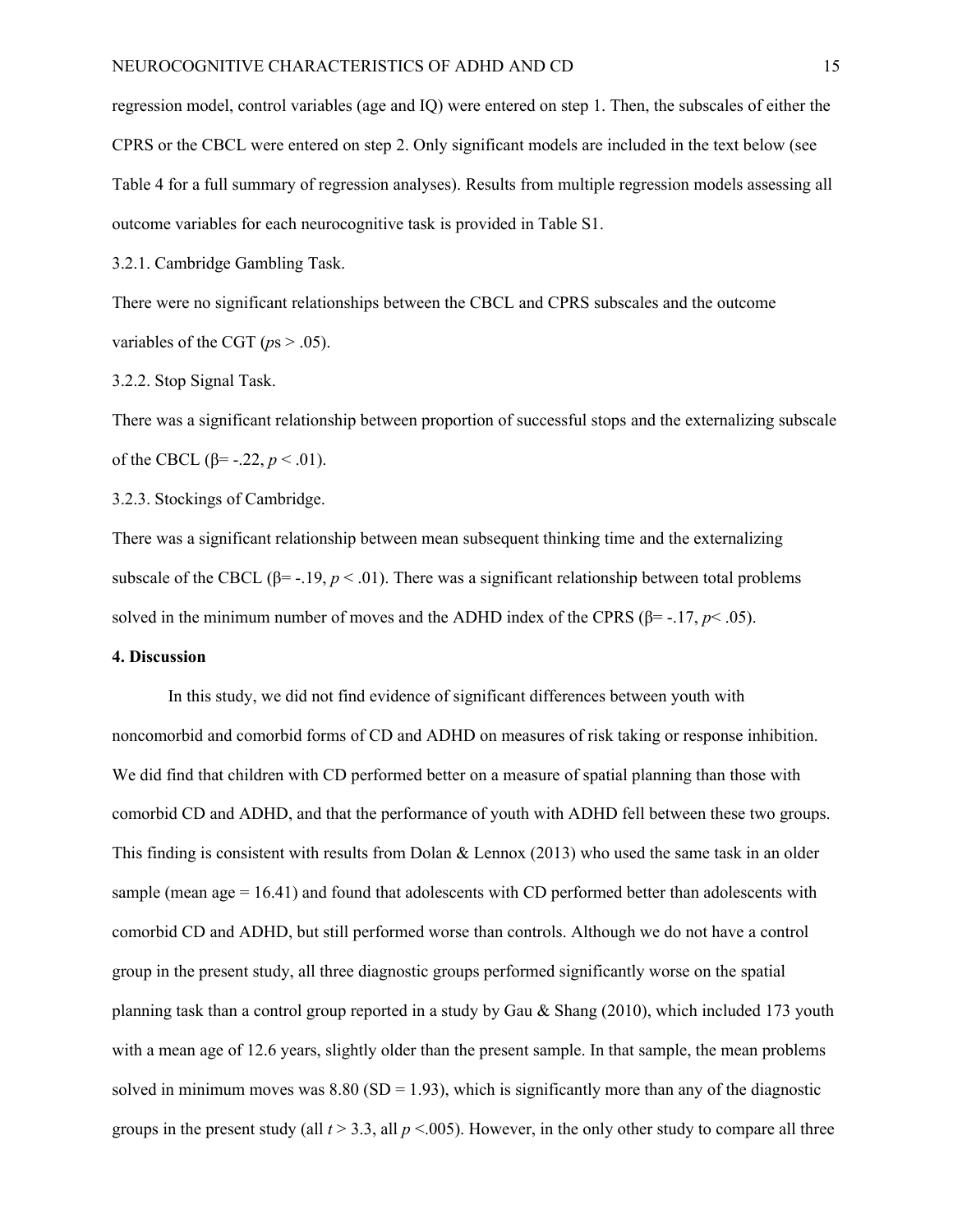regression model, control variables (age and IQ) were entered on step 1. Then, the subscales of either the CPRS or the CBCL were entered on step 2. Only significant models are included in the text below (see Table 4 for a full summary of regression analyses). Results from multiple regression models assessing all outcome variables for each neurocognitive task is provided in Table S1.

3.2.1. Cambridge Gambling Task.

There were no significant relationships between the CBCL and CPRS subscales and the outcome variables of the CGT ($p$s > .05).

3.2.2. Stop Signal Task.

There was a significant relationship between proportion of successful stops and the externalizing subscale of the CBCL (β= -.22, $p < .01$).

3.2.3. Stockings of Cambridge.

There was a significant relationship between mean subsequent thinking time and the externalizing subscale of the CBCL (β= -.19, $p < .01$). There was a significant relationship between total problems solved in the minimum number of moves and the ADHD index of the CPRS (β= -.17, $p < .05$).

**4. Discussion**

In this study, we did not find evidence of significant differences between youth with noncomorbid and comorbid forms of CD and ADHD on measures of risk taking or response inhibition. We did find that children with CD performed better on a measure of spatial planning than those with comorbid CD and ADHD, and that the performance of youth with ADHD fell between these two groups. This finding is consistent with results from Dolan & Lennox (2013) who used the same task in an older sample (mean age = 16.41) and found that adolescents with CD performed better than adolescents with comorbid CD and ADHD, but still performed worse than controls. Although we do not have a control group in the present study, all three diagnostic groups performed significantly worse on the spatial planning task than a control group reported in a study by Gau & Shang (2010), which included 173 youth with a mean age of 12.6 years, slightly older than the present sample. In that sample, the mean problems solved in minimum moves was 8.80 (SD = 1.93), which is significantly more than any of the diagnostic groups in the present study (all $t > 3.3$, all $p < .005$). However, in the only other study to compare all three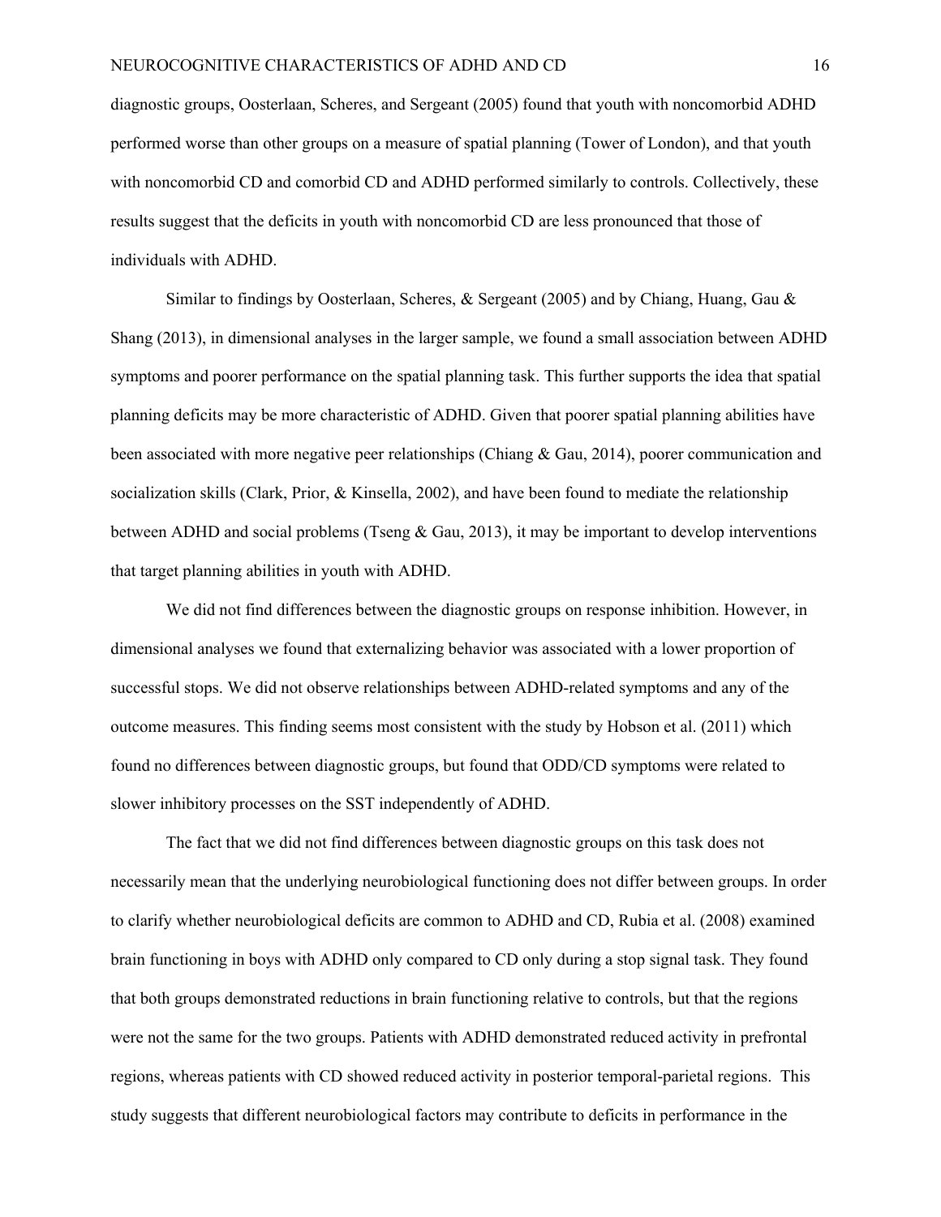diagnostic groups, Oosterlaan, Scheres, and Sergeant (2005) found that youth with noncomorbid ADHD performed worse than other groups on a measure of spatial planning (Tower of London), and that youth with noncomorbid CD and comorbid CD and ADHD performed similarly to controls. Collectively, these results suggest that the deficits in youth with noncomorbid CD are less pronounced that those of individuals with ADHD.

Similar to findings by Oosterlaan, Scheres, & Sergeant (2005) and by Chiang, Huang, Gau & Shang (2013), in dimensional analyses in the larger sample, we found a small association between ADHD symptoms and poorer performance on the spatial planning task. This further supports the idea that spatial planning deficits may be more characteristic of ADHD. Given that poorer spatial planning abilities have been associated with more negative peer relationships (Chiang & Gau, 2014), poorer communication and socialization skills (Clark, Prior, & Kinsella, 2002), and have been found to mediate the relationship between ADHD and social problems (Tseng & Gau, 2013), it may be important to develop interventions that target planning abilities in youth with ADHD.

We did not find differences between the diagnostic groups on response inhibition. However, in dimensional analyses we found that externalizing behavior was associated with a lower proportion of successful stops. We did not observe relationships between ADHD-related symptoms and any of the outcome measures. This finding seems most consistent with the study by Hobson et al. (2011) which found no differences between diagnostic groups, but found that ODD/CD symptoms were related to slower inhibitory processes on the SST independently of ADHD.

The fact that we did not find differences between diagnostic groups on this task does not necessarily mean that the underlying neurobiological functioning does not differ between groups. In order to clarify whether neurobiological deficits are common to ADHD and CD, Rubia et al. (2008) examined brain functioning in boys with ADHD only compared to CD only during a stop signal task. They found that both groups demonstrated reductions in brain functioning relative to controls, but that the regions were not the same for the two groups. Patients with ADHD demonstrated reduced activity in prefrontal regions, whereas patients with CD showed reduced activity in posterior temporal-parietal regions. This study suggests that different neurobiological factors may contribute to deficits in performance in the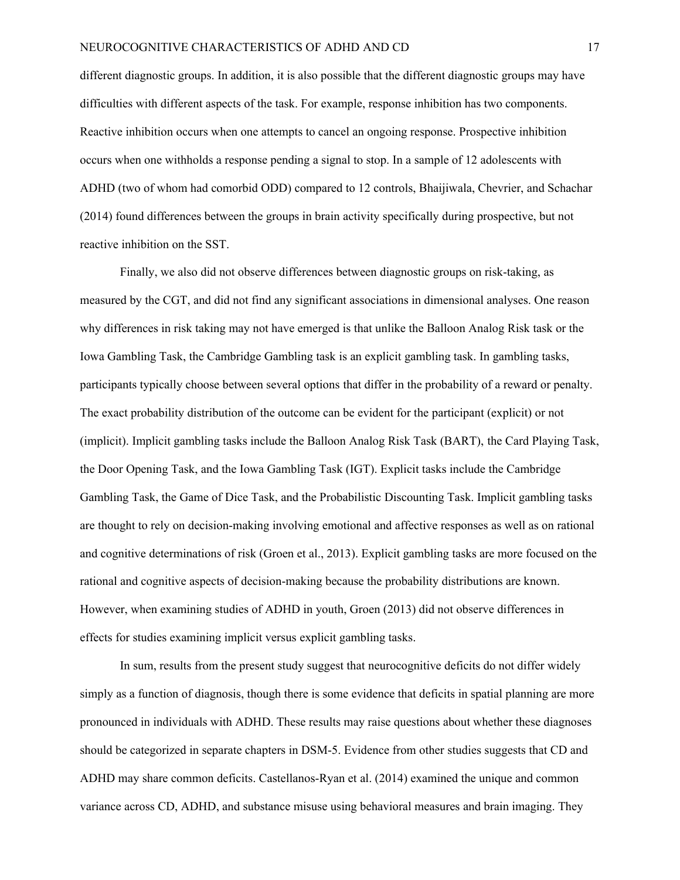different diagnostic groups. In addition, it is also possible that the different diagnostic groups may have difficulties with different aspects of the task. For example, response inhibition has two components. Reactive inhibition occurs when one attempts to cancel an ongoing response. Prospective inhibition occurs when one withholds a response pending a signal to stop. In a sample of 12 adolescents with ADHD (two of whom had comorbid ODD) compared to 12 controls, Bhaijiwala, Chevrier, and Schachar (2014) found differences between the groups in brain activity specifically during prospective, but not reactive inhibition on the SST.

Finally, we also did not observe differences between diagnostic groups on risk-taking, as measured by the CGT, and did not find any significant associations in dimensional analyses. One reason why differences in risk taking may not have emerged is that unlike the Balloon Analog Risk task or the Iowa Gambling Task, the Cambridge Gambling task is an explicit gambling task. In gambling tasks, participants typically choose between several options that differ in the probability of a reward or penalty. The exact probability distribution of the outcome can be evident for the participant (explicit) or not (implicit). Implicit gambling tasks include the Balloon Analog Risk Task (BART), the Card Playing Task, the Door Opening Task, and the Iowa Gambling Task (IGT). Explicit tasks include the Cambridge Gambling Task, the Game of Dice Task, and the Probabilistic Discounting Task. Implicit gambling tasks are thought to rely on decision-making involving emotional and affective responses as well as on rational and cognitive determinations of risk (Groen et al., 2013). Explicit gambling tasks are more focused on the rational and cognitive aspects of decision-making because the probability distributions are known. However, when examining studies of ADHD in youth, Groen (2013) did not observe differences in effects for studies examining implicit versus explicit gambling tasks.

In sum, results from the present study suggest that neurocognitive deficits do not differ widely simply as a function of diagnosis, though there is some evidence that deficits in spatial planning are more pronounced in individuals with ADHD. These results may raise questions about whether these diagnoses should be categorized in separate chapters in DSM-5. Evidence from other studies suggests that CD and ADHD may share common deficits. Castellanos-Ryan et al. (2014) examined the unique and common variance across CD, ADHD, and substance misuse using behavioral measures and brain imaging. They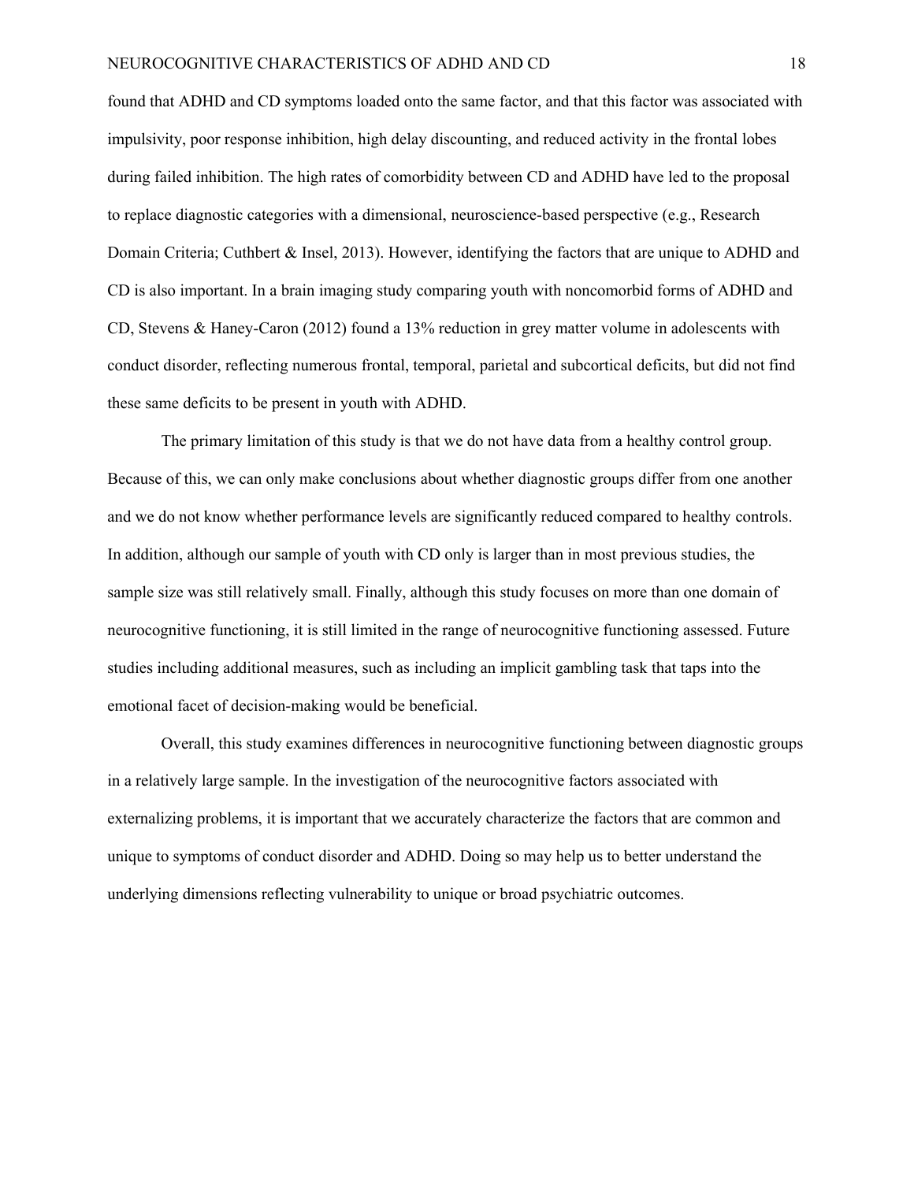found that ADHD and CD symptoms loaded onto the same factor, and that this factor was associated with impulsivity, poor response inhibition, high delay discounting, and reduced activity in the frontal lobes during failed inhibition. The high rates of comorbidity between CD and ADHD have led to the proposal to replace diagnostic categories with a dimensional, neuroscience-based perspective (e.g., Research Domain Criteria; Cuthbert & Insel, 2013). However, identifying the factors that are unique to ADHD and CD is also important. In a brain imaging study comparing youth with noncomorbid forms of ADHD and CD, Stevens & Haney-Caron (2012) found a 13% reduction in grey matter volume in adolescents with conduct disorder, reflecting numerous frontal, temporal, parietal and subcortical deficits, but did not find these same deficits to be present in youth with ADHD.

The primary limitation of this study is that we do not have data from a healthy control group. Because of this, we can only make conclusions about whether diagnostic groups differ from one another and we do not know whether performance levels are significantly reduced compared to healthy controls. In addition, although our sample of youth with CD only is larger than in most previous studies, the sample size was still relatively small. Finally, although this study focuses on more than one domain of neurocognitive functioning, it is still limited in the range of neurocognitive functioning assessed. Future studies including additional measures, such as including an implicit gambling task that taps into the emotional facet of decision-making would be beneficial.

Overall, this study examines differences in neurocognitive functioning between diagnostic groups in a relatively large sample. In the investigation of the neurocognitive factors associated with externalizing problems, it is important that we accurately characterize the factors that are common and unique to symptoms of conduct disorder and ADHD. Doing so may help us to better understand the underlying dimensions reflecting vulnerability to unique or broad psychiatric outcomes.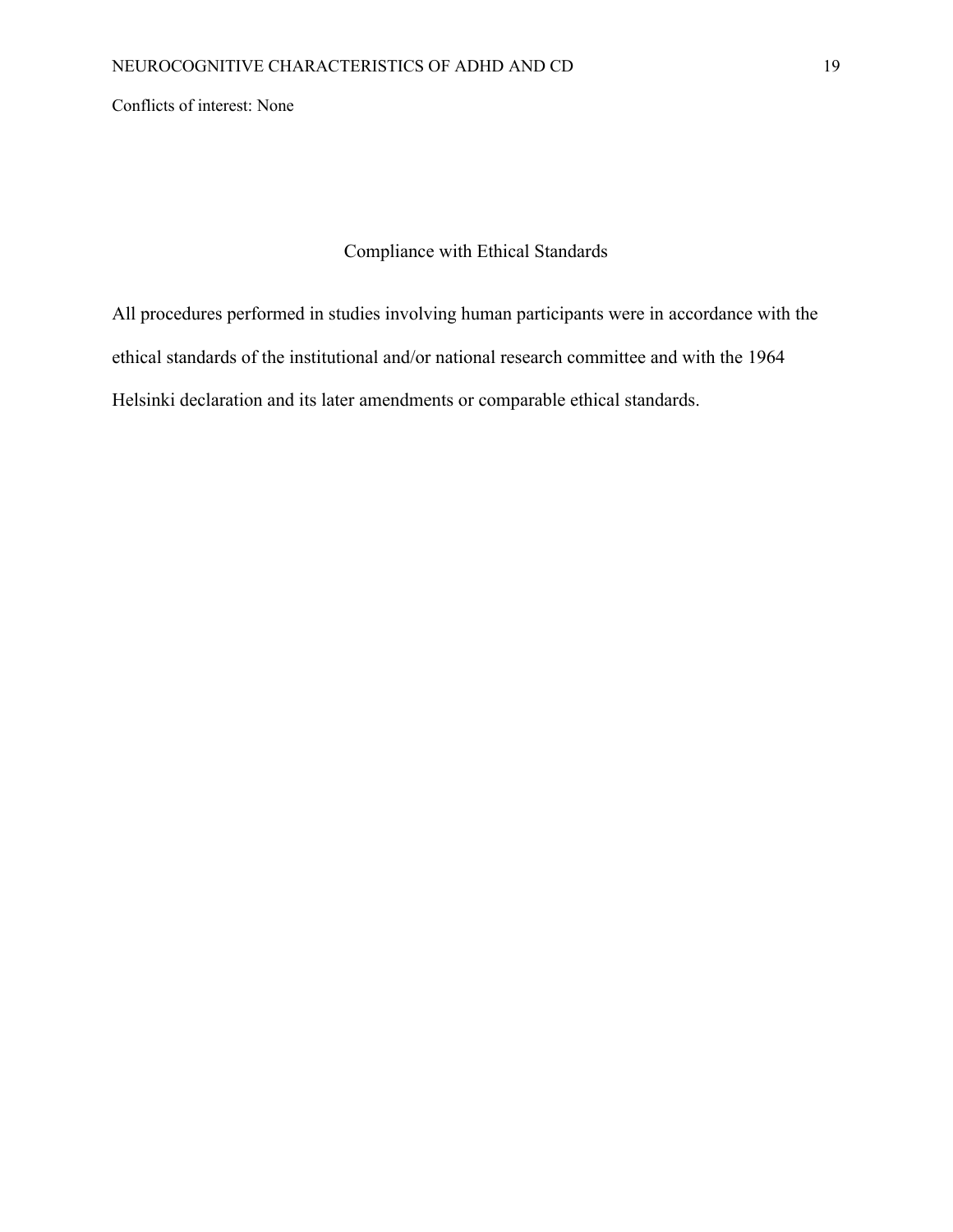Conflicts of interest: None

## Compliance with Ethical Standards

All procedures performed in studies involving human participants were in accordance with the ethical standards of the institutional and/or national research committee and with the 1964 Helsinki declaration and its later amendments or comparable ethical standards.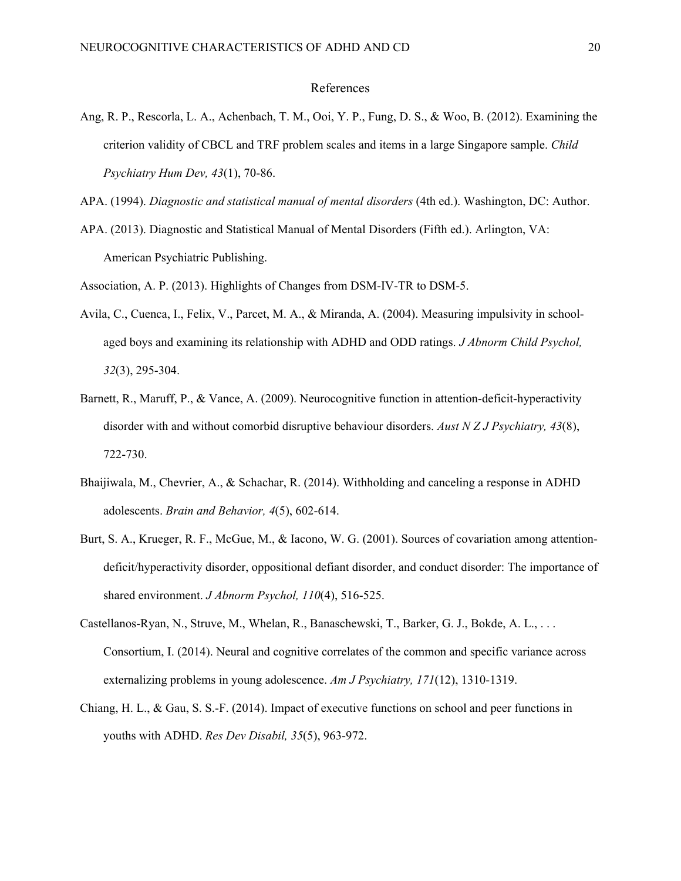# References

Ang, R. P., Rescorla, L. A., Achenbach, T. M., Ooi, Y. P., Fung, D. S., & Woo, B. (2012). Examining the criterion validity of CBCL and TRF problem scales and items in a large Singapore sample. *Child Psychiatry Hum Dev, 43*(1), 70-86.

APA. (1994). *Diagnostic and statistical manual of mental disorders* (4th ed.). Washington, DC: Author.

APA. (2013). Diagnostic and Statistical Manual of Mental Disorders (Fifth ed.). Arlington, VA: American Psychiatric Publishing.

Association, A. P. (2013). Highlights of Changes from DSM-IV-TR to DSM-5.

Avila, C., Cuenca, I., Felix, V., Parcet, M. A., & Miranda, A. (2004). Measuring impulsivity in school-aged boys and examining its relationship with ADHD and ODD ratings. *J Abnorm Child Psychol, 32*(3), 295-304.

Barnett, R., Maruff, P., & Vance, A. (2009). Neurocognitive function in attention-deficit-hyperactivity disorder with and without comorbid disruptive behaviour disorders. *Aust N Z J Psychiatry, 43*(8), 722-730.

Bhaijiwala, M., Chevrier, A., & Schachar, R. (2014). Withholding and canceling a response in ADHD adolescents. *Brain and Behavior, 4*(5), 602-614.

Burt, S. A., Krueger, R. F., McGue, M., & Iacono, W. G. (2001). Sources of covariation among attention-deficit/hyperactivity disorder, oppositional defiant disorder, and conduct disorder: The importance of shared environment. *J Abnorm Psychol, 110*(4), 516-525.

Castellanos-Ryan, N., Struve, M., Whelan, R., Banaschewski, T., Barker, G. J., Bokde, A. L., . . . Consortium, I. (2014). Neural and cognitive correlates of the common and specific variance across externalizing problems in young adolescence. *Am J Psychiatry, 171*(12), 1310-1319.

Chiang, H. L., & Gau, S. S.-F. (2014). Impact of executive functions on school and peer functions in youths with ADHD. *Res Dev Disabil, 35*(5), 963-972.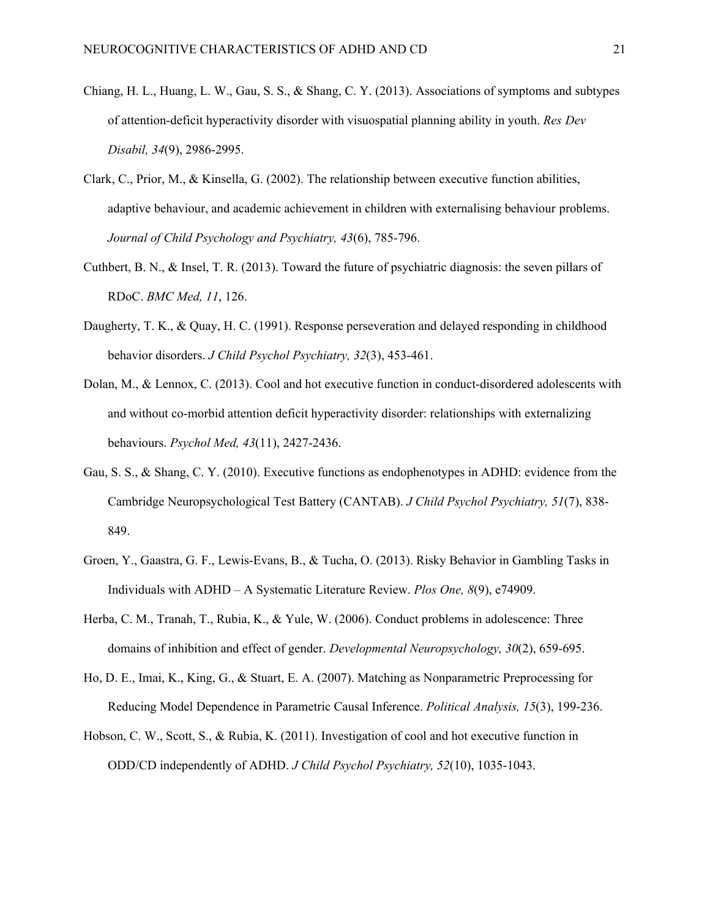Chiang, H. L., Huang, L. W., Gau, S. S., & Shang, C. Y. (2013). Associations of symptoms and subtypes of attention-deficit hyperactivity disorder with visuospatial planning ability in youth. *Res Dev Disabil, 34*(9), 2986-2995.

Clark, C., Prior, M., & Kinsella, G. (2002). The relationship between executive function abilities, adaptive behaviour, and academic achievement in children with externalising behaviour problems. *Journal of Child Psychology and Psychiatry, 43*(6), 785-796.

Cuthbert, B. N., & Insel, T. R. (2013). Toward the future of psychiatric diagnosis: the seven pillars of RDoC. *BMC Med, 11*, 126.

Daugherty, T. K., & Quay, H. C. (1991). Response perseveration and delayed responding in childhood behavior disorders. *J Child Psychol Psychiatry, 32*(3), 453-461.

Dolan, M., & Lennox, C. (2013). Cool and hot executive function in conduct-disordered adolescents with and without co-morbid attention deficit hyperactivity disorder: relationships with externalizing behaviours. *Psychol Med, 43*(11), 2427-2436.

Gau, S. S., & Shang, C. Y. (2010). Executive functions as endophenotypes in ADHD: evidence from the Cambridge Neuropsychological Test Battery (CANTAB). *J Child Psychol Psychiatry, 51*(7), 838-849.

Groen, Y., Gaastra, G. F., Lewis-Evans, B., & Tucha, O. (2013). Risky Behavior in Gambling Tasks in Individuals with ADHD – A Systematic Literature Review. *Plos One, 8*(9), e74909.

Herba, C. M., Tranah, T., Rubia, K., & Yule, W. (2006). Conduct problems in adolescence: Three domains of inhibition and effect of gender. *Developmental Neuropsychology, 30*(2), 659-695.

Ho, D. E., Imai, K., King, G., & Stuart, E. A. (2007). Matching as Nonparametric Preprocessing for Reducing Model Dependence in Parametric Causal Inference. *Political Analysis, 15*(3), 199-236.

Hobson, C. W., Scott, S., & Rubia, K. (2011). Investigation of cool and hot executive function in ODD/CD independently of ADHD. *J Child Psychol Psychiatry, 52*(10), 1035-1043.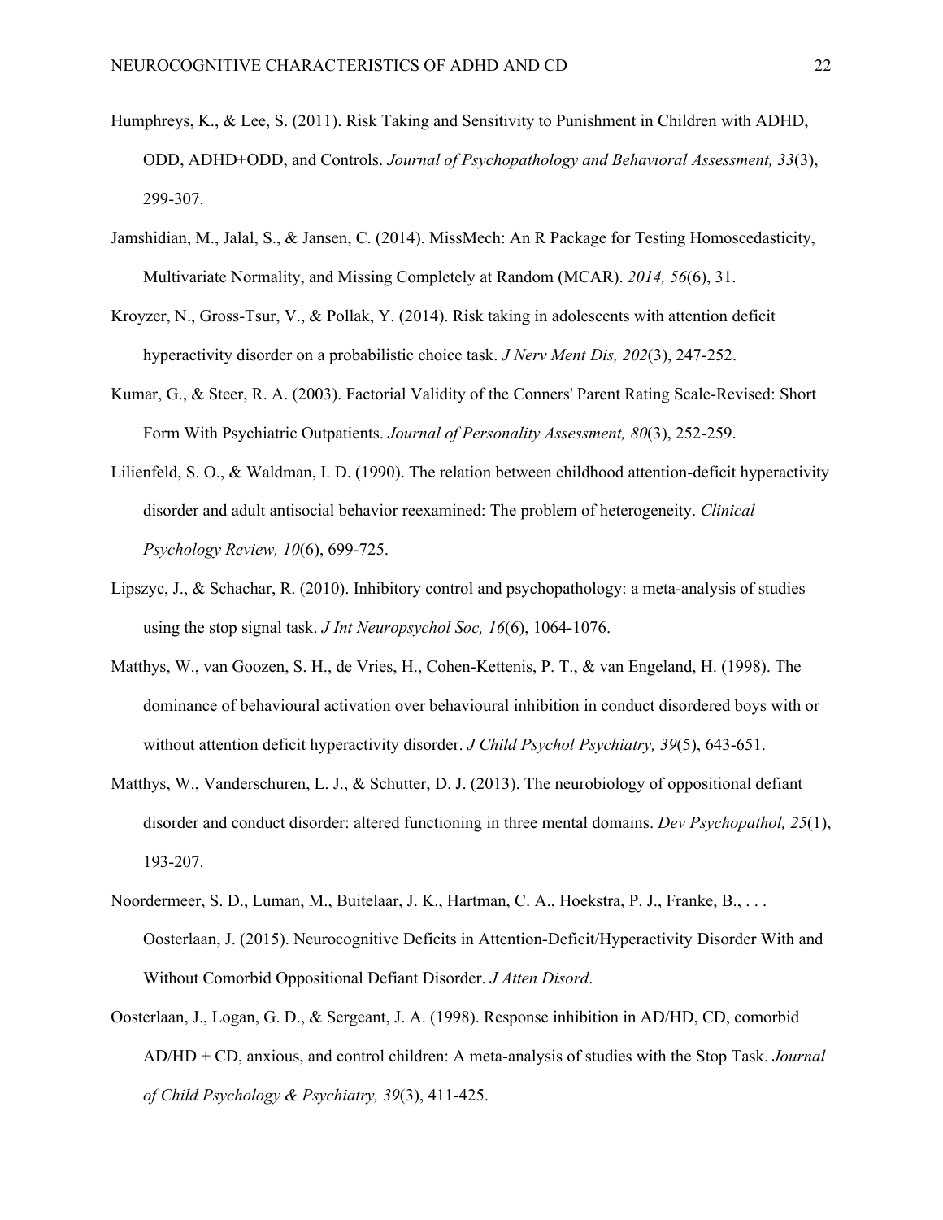Humphreys, K., & Lee, S. (2011). Risk Taking and Sensitivity to Punishment in Children with ADHD, ODD, ADHD+ODD, and Controls. *Journal of Psychopathology and Behavioral Assessment, 33*(3), 299-307.

Jamshidian, M., Jalal, S., & Jansen, C. (2014). MissMech: An R Package for Testing Homoscedasticity, Multivariate Normality, and Missing Completely at Random (MCAR). *2014, 56*(6), 31.

Kroyzer, N., Gross-Tsur, V., & Pollak, Y. (2014). Risk taking in adolescents with attention deficit hyperactivity disorder on a probabilistic choice task. *J Nerv Ment Dis, 202*(3), 247-252.

Kumar, G., & Steer, R. A. (2003). Factorial Validity of the Conners' Parent Rating Scale-Revised: Short Form With Psychiatric Outpatients. *Journal of Personality Assessment, 80*(3), 252-259.

Lilienfeld, S. O., & Waldman, I. D. (1990). The relation between childhood attention-deficit hyperactivity disorder and adult antisocial behavior reexamined: The problem of heterogeneity. *Clinical Psychology Review, 10*(6), 699-725.

Lipszyc, J., & Schachar, R. (2010). Inhibitory control and psychopathology: a meta-analysis of studies using the stop signal task. *J Int Neuropsychol Soc, 16*(6), 1064-1076.

Matthys, W., van Goozen, S. H., de Vries, H., Cohen-Kettenis, P. T., & van Engeland, H. (1998). The dominance of behavioural activation over behavioural inhibition in conduct disordered boys with or without attention deficit hyperactivity disorder. *J Child Psychol Psychiatry, 39*(5), 643-651.

Matthys, W., Vanderschuren, L. J., & Schutter, D. J. (2013). The neurobiology of oppositional defiant disorder and conduct disorder: altered functioning in three mental domains. *Dev Psychopathol, 25*(1), 193-207.

Noordermeer, S. D., Luman, M., Buitelaar, J. K., Hartman, C. A., Hoekstra, P. J., Franke, B., . . . Oosterlaan, J. (2015). Neurocognitive Deficits in Attention-Deficit/Hyperactivity Disorder With and Without Comorbid Oppositional Defiant Disorder. *J Atten Disord*.

Oosterlaan, J., Logan, G. D., & Sergeant, J. A. (1998). Response inhibition in AD/HD, CD, comorbid AD/HD + CD, anxious, and control children: A meta-analysis of studies with the Stop Task. *Journal of Child Psychology & Psychiatry, 39*(3), 411-425.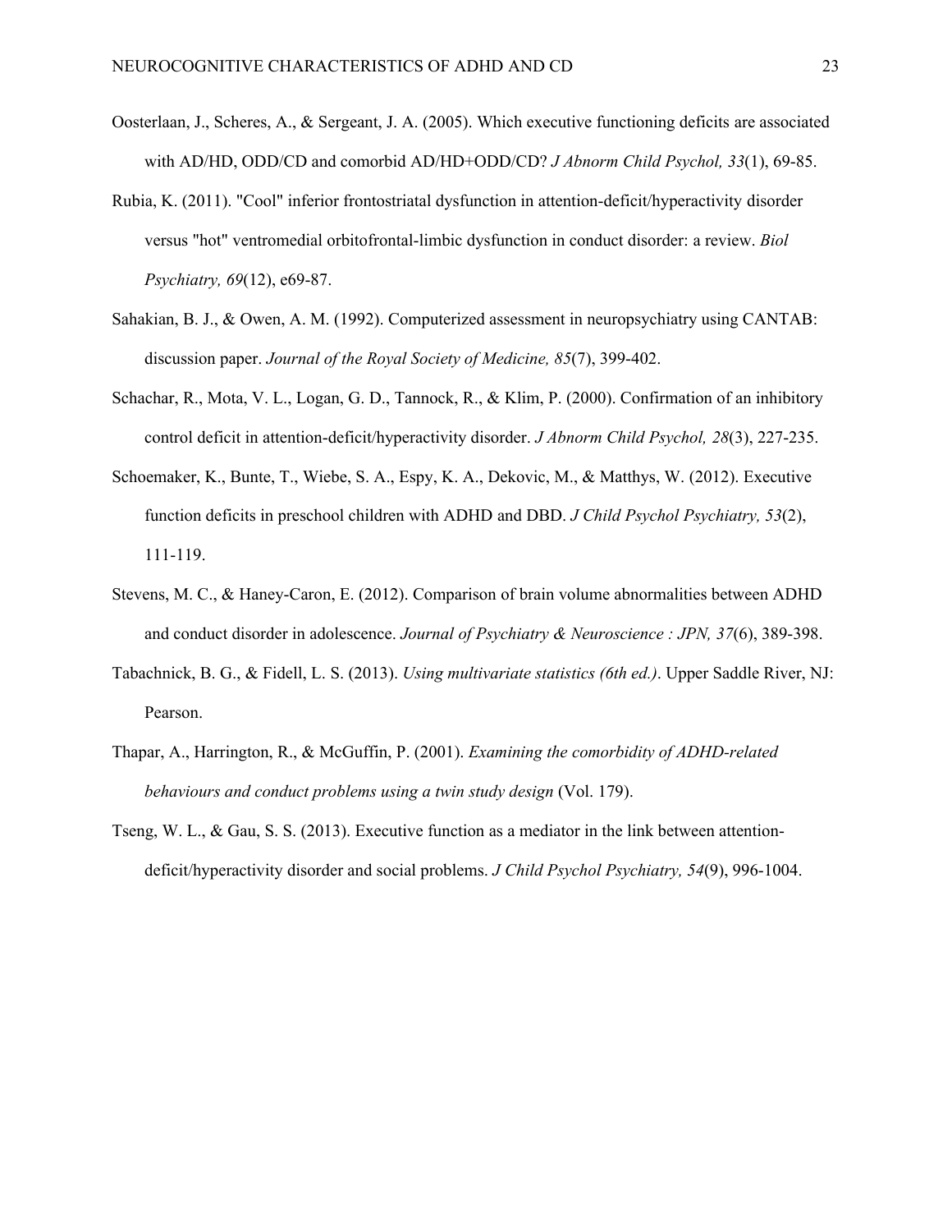Oosterlaan, J., Scheres, A., & Sergeant, J. A. (2005). Which executive functioning deficits are associated with AD/HD, ODD/CD and comorbid AD/HD+ODD/CD? *J Abnorm Child Psychol, 33*(1), 69-85.

Rubia, K. (2011). "Cool" inferior frontostriatal dysfunction in attention-deficit/hyperactivity disorder versus "hot" ventromedial orbitofrontal-limbic dysfunction in conduct disorder: a review. *Biol Psychiatry, 69*(12), e69-87.

Sahakian, B. J., & Owen, A. M. (1992). Computerized assessment in neuropsychiatry using CANTAB: discussion paper. *Journal of the Royal Society of Medicine, 85*(7), 399-402.

Schachar, R., Mota, V. L., Logan, G. D., Tannock, R., & Klim, P. (2000). Confirmation of an inhibitory control deficit in attention-deficit/hyperactivity disorder. *J Abnorm Child Psychol, 28*(3), 227-235.

Schoemaker, K., Bunte, T., Wiebe, S. A., Espy, K. A., Dekovic, M., & Matthys, W. (2012). Executive function deficits in preschool children with ADHD and DBD. *J Child Psychol Psychiatry, 53*(2), 111-119.

Stevens, M. C., & Haney-Caron, E. (2012). Comparison of brain volume abnormalities between ADHD and conduct disorder in adolescence. *Journal of Psychiatry & Neuroscience : JPN, 37*(6), 389-398.

Tabachnick, B. G., & Fidell, L. S. (2013). *Using multivariate statistics (6th ed.)*. Upper Saddle River, NJ: Pearson.

Thapar, A., Harrington, R., & McGuffin, P. (2001). *Examining the comorbidity of ADHD-related behaviours and conduct problems using a twin study design* (Vol. 179).

Tseng, W. L., & Gau, S. S. (2013). Executive function as a mediator in the link between attention-deficit/hyperactivity disorder and social problems. *J Child Psychol Psychiatry, 54*(9), 996-1004.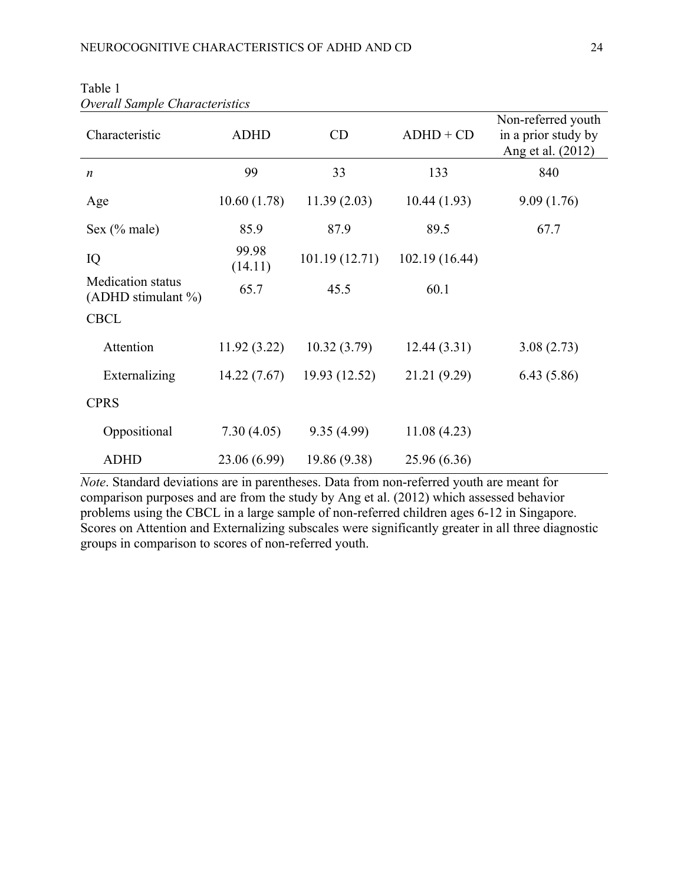Table 1

*Overall Sample Characteristics*

| Characteristic | ADHD | CD | ADHD + CD | Non-referred youth in a prior study by Ang et al. (2012) |
|---|---|---|---|---|
| *n* | 99 | 33 | 133 | 840 |
| Age | 10.60 (1.78) | 11.39 (2.03) | 10.44 (1.93) | 9.09 (1.76) |
| Sex (% male) | 85.9 | 87.9 | 89.5 | 67.7 |
| IQ | 99.98 (14.11) | 101.19 (12.71) | 102.19 (16.44) | |
| Medication status (ADHD stimulant %) | 65.7 | 45.5 | 60.1 | |
| CBCL | | | | |
| Attention | 11.92 (3.22) | 10.32 (3.79) | 12.44 (3.31) | 3.08 (2.73) |
| Externalizing | 14.22 (7.67) | 19.93 (12.52) | 21.21 (9.29) | 6.43 (5.86) |
| CPRS | | | | |
| Oppositional | 7.30 (4.05) | 9.35 (4.99) | 11.08 (4.23) | |
| ADHD | 23.06 (6.99) | 19.86 (9.38) | 25.96 (6.36) | |

*Note*. Standard deviations are in parentheses. Data from non-referred youth are meant for comparison purposes and are from the study by Ang et al. (2012) which assessed behavior problems using the CBCL in a large sample of non-referred children ages 6-12 in Singapore. Scores on Attention and Externalizing subscales were significantly greater in all three diagnostic groups in comparison to scores of non-referred youth.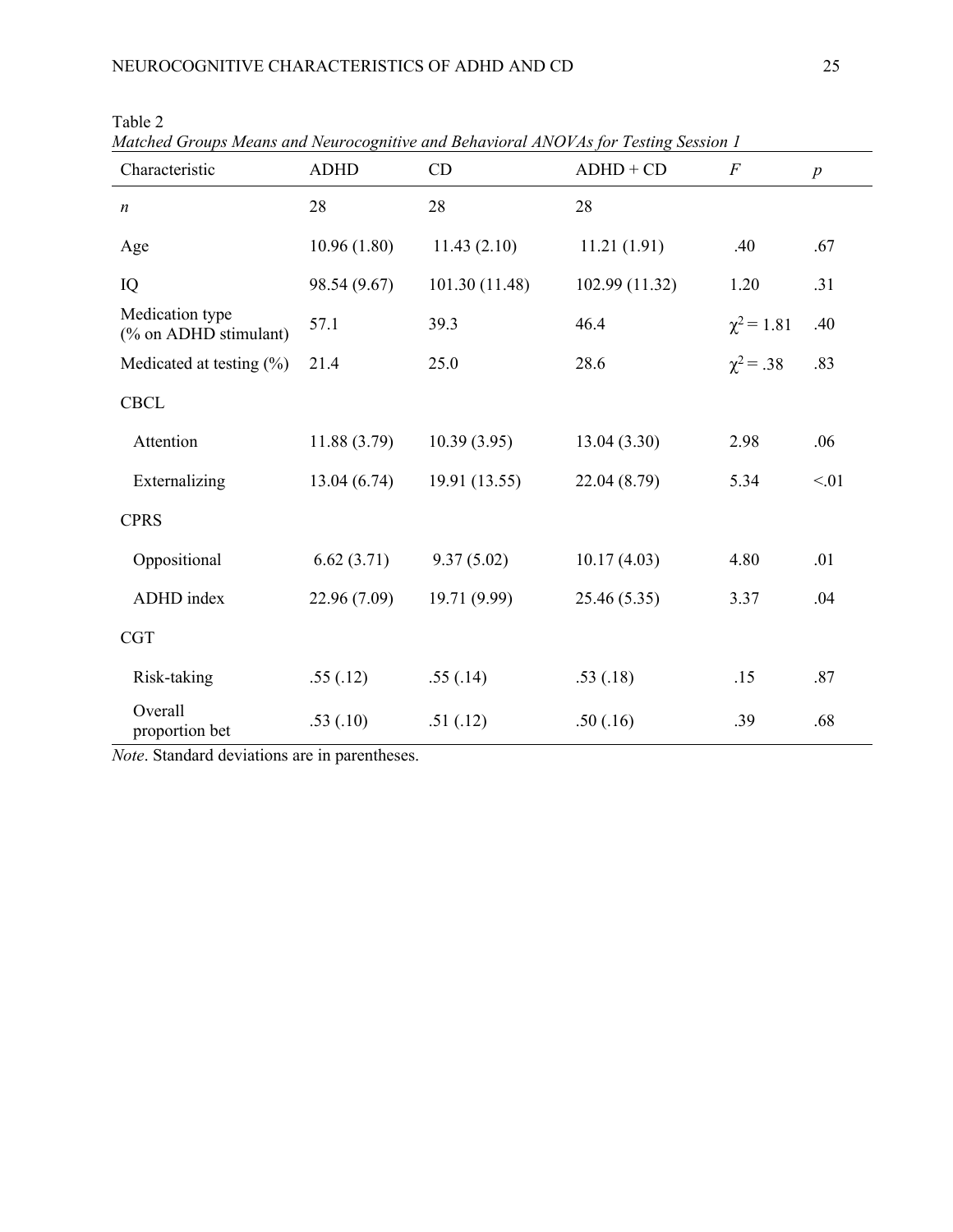Table 2

*Matched Groups Means and Neurocognitive and Behavioral ANOVAs for Testing Session 1*

| Characteristic | ADHD | CD | ADHD + CD | $F$ | $p$ |
|---|---|---|---|---|---|
| $n$ | 28 | 28 | 28 | | |
| Age | 10.96 (1.80) | 11.43 (2.10) | 11.21 (1.91) | .40 | .67 |
| IQ | 98.54 (9.67) | 101.30 (11.48) | 102.99 (11.32) | 1.20 | .31 |
| Medication type (% on ADHD stimulant) | 57.1 | 39.3 | 46.4 | $\chi^2 = 1.81$ | .40 |
| Medicated at testing (%) | 21.4 | 25.0 | 28.6 | $\chi^2 = .38$ | .83 |
| CBCL | | | | | |
| Attention | 11.88 (3.79) | 10.39 (3.95) | 13.04 (3.30) | 2.98 | .06 |
| Externalizing | 13.04 (6.74) | 19.91 (13.55) | 22.04 (8.79) | 5.34 | <.01 |
| CPRS | | | | | |
| Oppositional | 6.62 (3.71) | 9.37 (5.02) | 10.17 (4.03) | 4.80 | .01 |
| ADHD index | 22.96 (7.09) | 19.71 (9.99) | 25.46 (5.35) | 3.37 | .04 |
| CGT | | | | | |
| Risk-taking | .55 (.12) | .55 (.14) | .53 (.18) | .15 | .87 |
| Overall proportion bet | .53 (.10) | .51 (.12) | .50 (.16) | .39 | .68 |

*Note*. Standard deviations are in parentheses.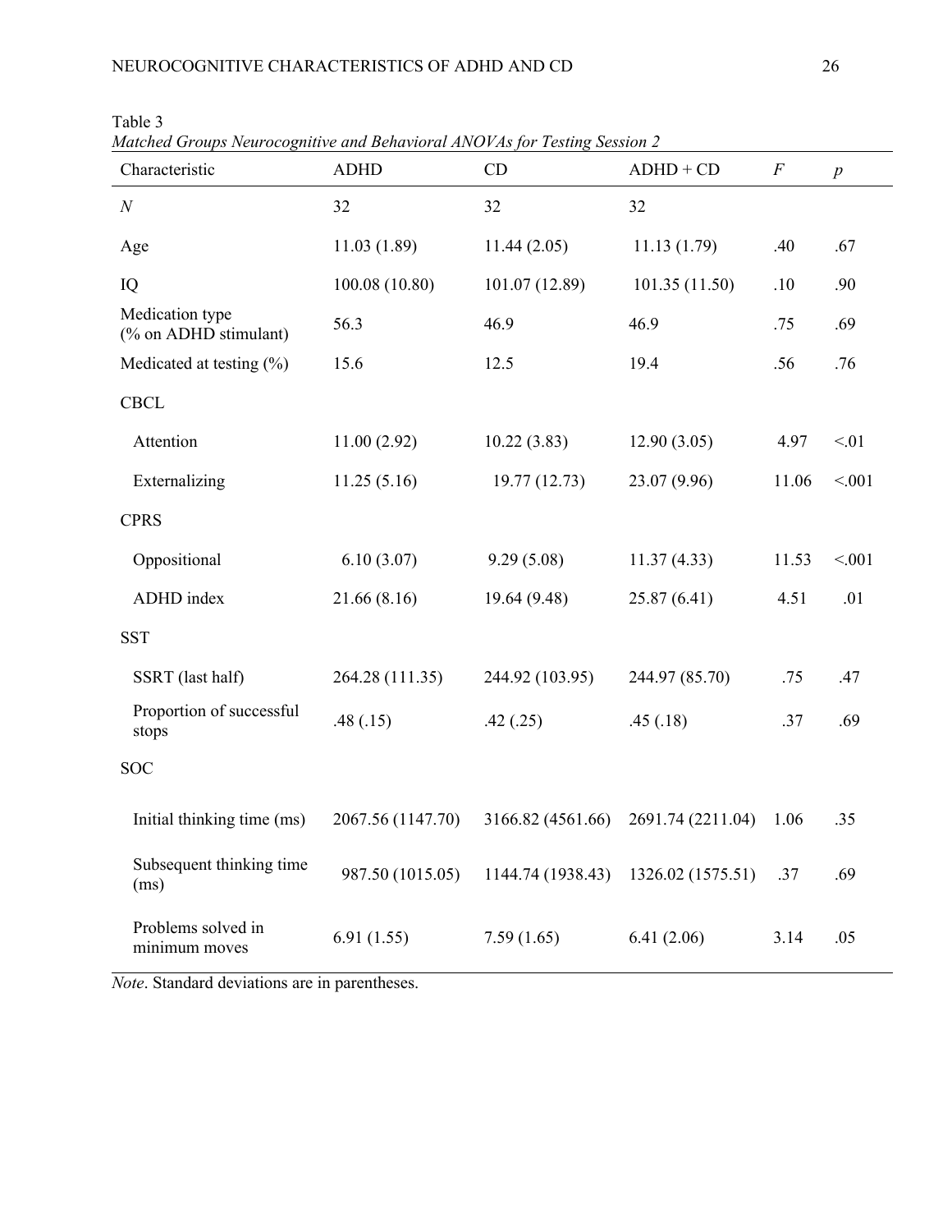Table 3

*Matched Groups Neurocognitive and Behavioral ANOVAs for Testing Session 2*

| Characteristic | ADHD | CD | ADHD + CD | $F$ | $p$ |
|---|---|---|---|---|---|
| $N$ | 32 | 32 | 32 | | |
| Age | 11.03 (1.89) | 11.44 (2.05) | 11.13 (1.79) | .40 | .67 |
| IQ | 100.08 (10.80) | 101.07 (12.89) | 101.35 (11.50) | .10 | .90 |
| Medication type (% on ADHD stimulant) | 56.3 | 46.9 | 46.9 | .75 | .69 |
| Medicated at testing (%) | 15.6 | 12.5 | 19.4 | .56 | .76 |
| CBCL | | | | | |
| Attention | 11.00 (2.92) | 10.22 (3.83) | 12.90 (3.05) | 4.97 | <.01 |
| Externalizing | 11.25 (5.16) | 19.77 (12.73) | 23.07 (9.96) | 11.06 | <.001 |
| CPRS | | | | | |
| Oppositional | 6.10 (3.07) | 9.29 (5.08) | 11.37 (4.33) | 11.53 | <.001 |
| ADHD index | 21.66 (8.16) | 19.64 (9.48) | 25.87 (6.41) | 4.51 | .01 |
| SST | | | | | |
| SSRT (last half) | 264.28 (111.35) | 244.92 (103.95) | 244.97 (85.70) | .75 | .47 |
| Proportion of successful stops | .48 (.15) | .42 (.25) | .45 (.18) | .37 | .69 |
| SOC | | | | | |
| Initial thinking time (ms) | 2067.56 (1147.70) | 3166.82 (4561.66) | 2691.74 (2211.04) | 1.06 | .35 |
| Subsequent thinking time (ms) | 987.50 (1015.05) | 1144.74 (1938.43) | 1326.02 (1575.51) | .37 | .69 |
| Problems solved in minimum moves | 6.91 (1.55) | 7.59 (1.65) | 6.41 (2.06) | 3.14 | .05 |

*Note*. Standard deviations are in parentheses.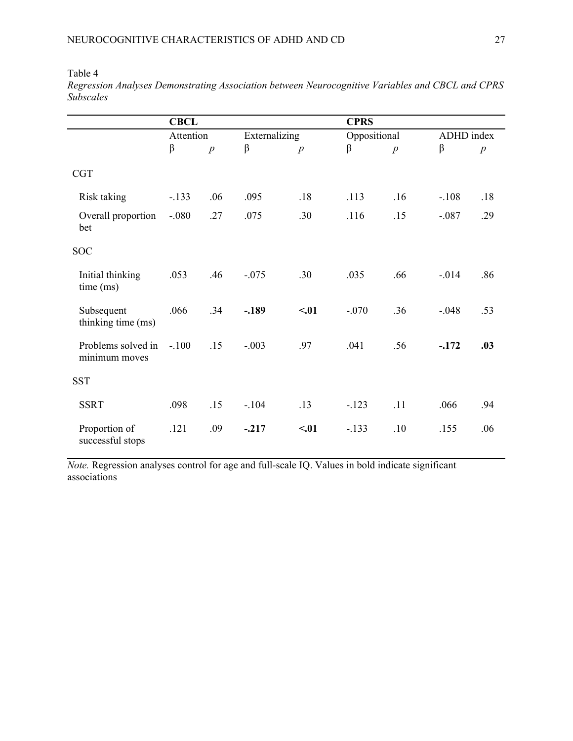Table 4

*Regression Analyses Demonstrating Association between Neurocognitive Variables and CBCL and CPRS Subscales*

| | **CBCL** | | | | **CPRS** | | | |
|---|---|---|---|---|---|---|---|---|
| | Attention | | Externalizing | | Oppositional | | ADHD index | |
| | β | *p* | β | *p* | β | *p* | β | *p* |
| CGT | | | | | | | | |
| Risk taking | -.133 | .06 | .095 | .18 | .113 | .16 | -.108 | .18 |
| Overall proportion bet | -.080 | .27 | .075 | .30 | .116 | .15 | -.087 | .29 |
| SOC | | | | | | | | |
| Initial thinking time (ms) | .053 | .46 | -.075 | .30 | .035 | .66 | -.014 | .86 |
| Subsequent thinking time (ms) | .066 | .34 | **-.189** | **<.01** | -.070 | .36 | -.048 | .53 |
| Problems solved in minimum moves | -.100 | .15 | -.003 | .97 | .041 | .56 | **-.172** | **.03** |
| SST | | | | | | | | |
| SSRT | .098 | .15 | -.104 | .13 | -.123 | .11 | .066 | .94 |
| Proportion of successful stops | .121 | .09 | **-.217** | **<.01** | -.133 | .10 | .155 | .06 |

*Note.* Regression analyses control for age and full-scale IQ. Values in bold indicate significant associations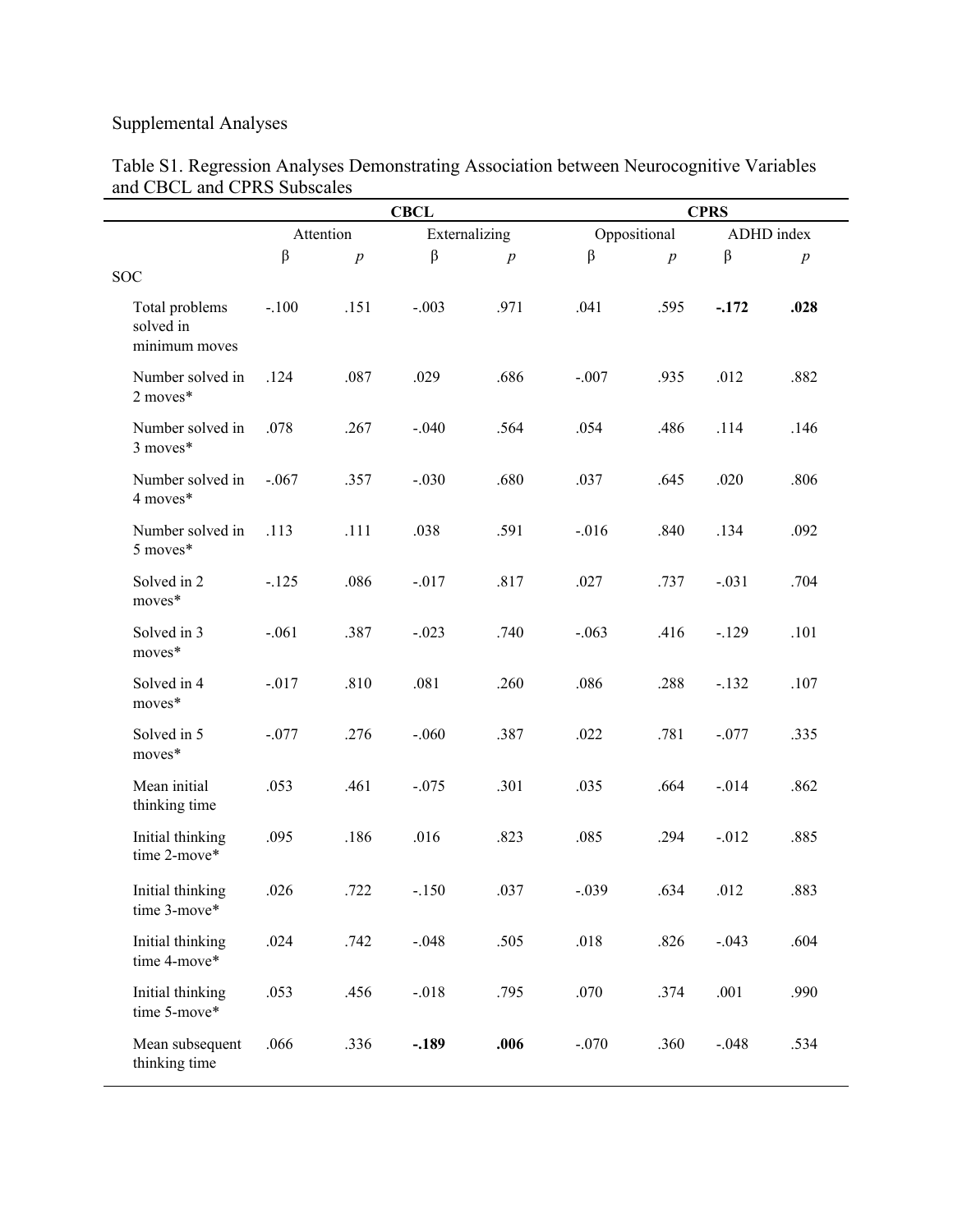Supplemental Analyses

Table S1. Regression Analyses Demonstrating Association between Neurocognitive Variables and CBCL and CPRS Subscales

| | **CBCL** | | | | **CPRS** | | | |
|---|---|---|---|---|---|---|---|---|
| | Attention | | Externalizing | | Oppositional | | ADHD index | |
| | β | *p* | β | *p* | β | *p* | β | *p* |
| SOC | | | | | | | | |
| Total problems solved in minimum moves | -.100 | .151 | -.003 | .971 | .041 | .595 | **-.172** | **.028** |
| Number solved in 2 moves* | .124 | .087 | .029 | .686 | -.007 | .935 | .012 | .882 |
| Number solved in 3 moves* | .078 | .267 | -.040 | .564 | .054 | .486 | .114 | .146 |
| Number solved in 4 moves* | -.067 | .357 | -.030 | .680 | .037 | .645 | .020 | .806 |
| Number solved in 5 moves* | .113 | .111 | .038 | .591 | -.016 | .840 | .134 | .092 |
| Solved in 2 moves* | -.125 | .086 | -.017 | .817 | .027 | .737 | -.031 | .704 |
| Solved in 3 moves* | -.061 | .387 | -.023 | .740 | -.063 | .416 | -.129 | .101 |
| Solved in 4 moves* | -.017 | .810 | .081 | .260 | .086 | .288 | -.132 | .107 |
| Solved in 5 moves* | -.077 | .276 | -.060 | .387 | .022 | .781 | -.077 | .335 |
| Mean initial thinking time | .053 | .461 | -.075 | .301 | .035 | .664 | -.014 | .862 |
| Initial thinking time 2-move* | .095 | .186 | .016 | .823 | .085 | .294 | -.012 | .885 |
| Initial thinking time 3-move* | .026 | .722 | -.150 | .037 | -.039 | .634 | .012 | .883 |
| Initial thinking time 4-move* | .024 | .742 | -.048 | .505 | .018 | .826 | -.043 | .604 |
| Initial thinking time 5-move* | .053 | .456 | -.018 | .795 | .070 | .374 | .001 | .990 |
| Mean subsequent thinking time | .066 | .336 | **-.189** | **.006** | -.070 | .360 | -.048 | .534 |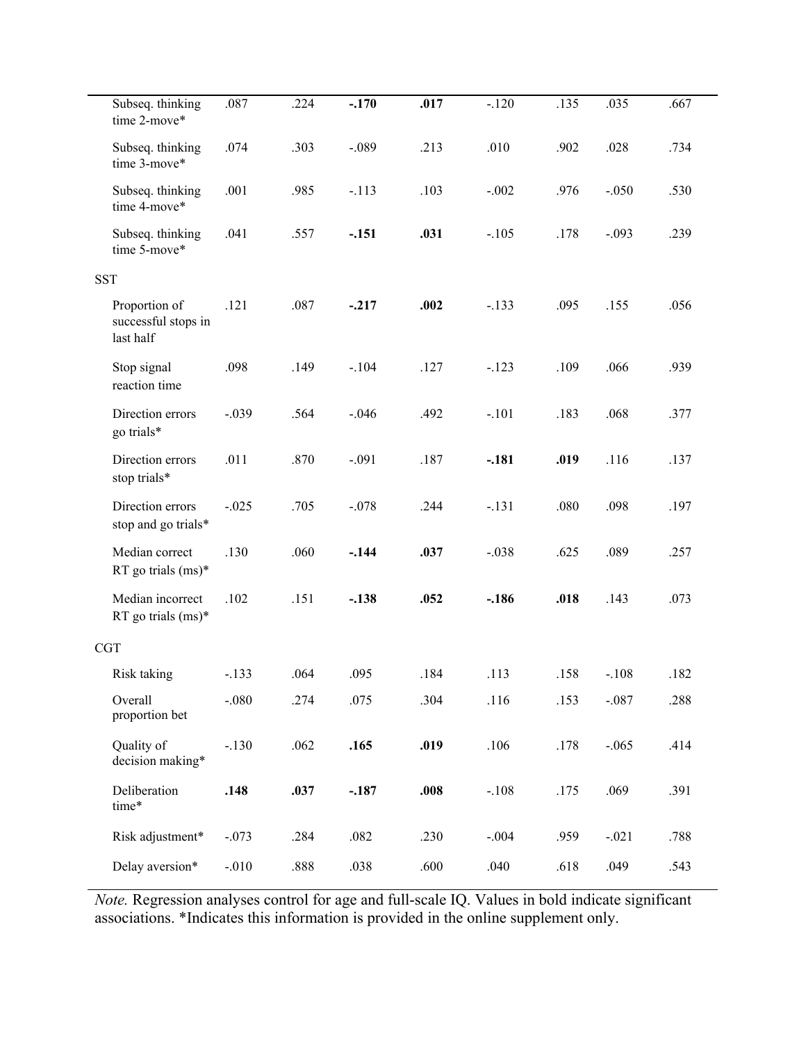|  |  |  |  |  |  |  |  |  |
|---|---|---|---|---|---|---|---|---|
| Subseq. thinking time 2-move* | .087 | .224 | **-.170** | **.017** | -.120 | .135 | .035 | .667 |
| Subseq. thinking time 3-move* | .074 | .303 | -.089 | .213 | .010 | .902 | .028 | .734 |
| Subseq. thinking time 4-move* | .001 | .985 | -.113 | .103 | -.002 | .976 | -.050 | .530 |
| Subseq. thinking time 5-move* | .041 | .557 | **-.151** | **.031** | -.105 | .178 | -.093 | .239 |
| SST |  |  |  |  |  |  |  |  |
| Proportion of successful stops in last half | .121 | .087 | **-.217** | **.002** | -.133 | .095 | .155 | .056 |
| Stop signal reaction time | .098 | .149 | -.104 | .127 | -.123 | .109 | .066 | .939 |
| Direction errors go trials* | -.039 | .564 | -.046 | .492 | -.101 | .183 | .068 | .377 |
| Direction errors stop trials* | .011 | .870 | -.091 | .187 | **-.181** | **.019** | .116 | .137 |
| Direction errors stop and go trials* | -.025 | .705 | -.078 | .244 | -.131 | .080 | .098 | .197 |
| Median correct RT go trials (ms)* | .130 | .060 | **-.144** | **.037** | -.038 | .625 | .089 | .257 |
| Median incorrect RT go trials (ms)* | .102 | .151 | **-.138** | **.052** | **-.186** | **.018** | .143 | .073 |
| CGT |  |  |  |  |  |  |  |  |
| Risk taking | -.133 | .064 | .095 | .184 | .113 | .158 | -.108 | .182 |
| Overall proportion bet | -.080 | .274 | .075 | .304 | .116 | .153 | -.087 | .288 |
| Quality of decision making* | -.130 | .062 | **.165** | **.019** | .106 | .178 | -.065 | .414 |
| Deliberation time* | **.148** | **.037** | **-.187** | **.008** | -.108 | .175 | .069 | .391 |
| Risk adjustment* | -.073 | .284 | .082 | .230 | -.004 | .959 | -.021 | .788 |
| Delay aversion* | -.010 | .888 | .038 | .600 | .040 | .618 | .049 | .543 |

*Note.* Regression analyses control for age and full-scale IQ. Values in bold indicate significant associations. *Indicates this information is provided in the online supplement only.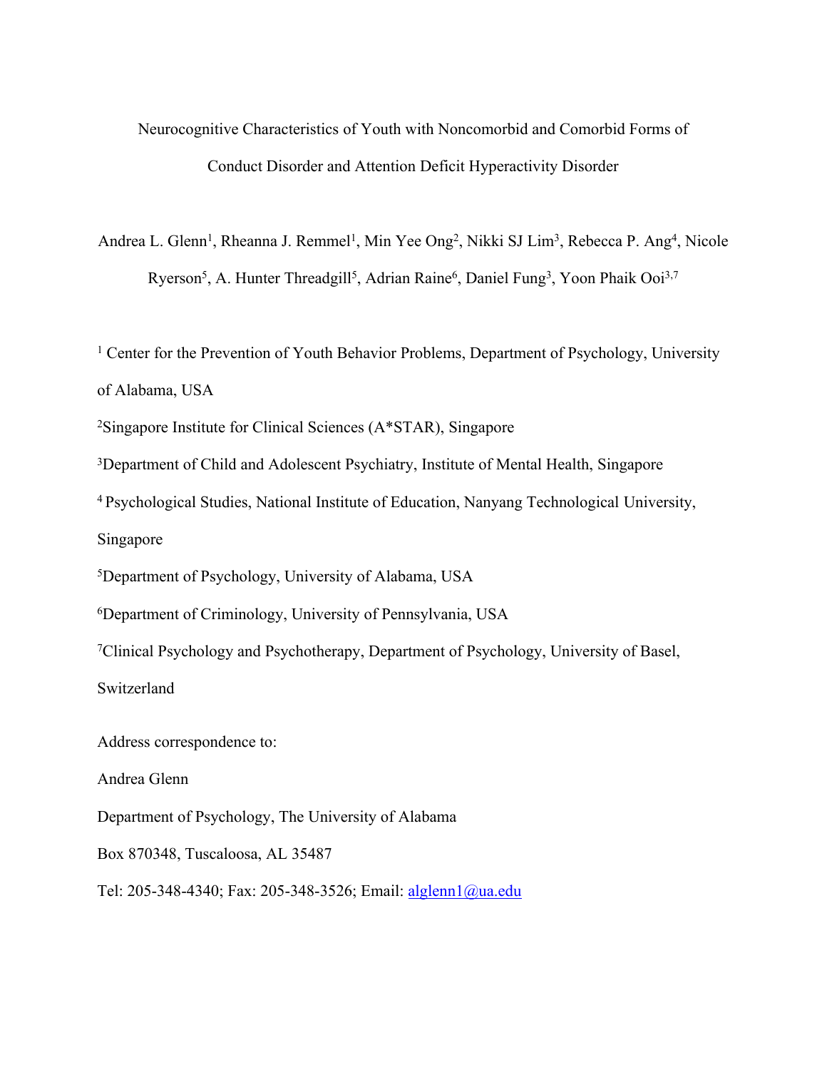Neurocognitive Characteristics of Youth with Noncomorbid and Comorbid Forms of Conduct Disorder and Attention Deficit Hyperactivity Disorder

Andrea L. Glenn[1], Rheanna J. Remmel[1], Min Yee Ong[2], Nikki SJ Lim[3], Rebecca P. Ang[4], Nicole Ryerson[5], A. Hunter Threadgill[5], Adrian Raine[6], Daniel Fung[3], Yoon Phaik Ooi[3,7]

[1] Center for the Prevention of Youth Behavior Problems, Department of Psychology, University of Alabama, USA

[2]Singapore Institute for Clinical Sciences (A*STAR), Singapore

[3]Department of Child and Adolescent Psychiatry, Institute of Mental Health, Singapore

[4] Psychological Studies, National Institute of Education, Nanyang Technological University, Singapore

[5]Department of Psychology, University of Alabama, USA

[6]Department of Criminology, University of Pennsylvania, USA

[7]Clinical Psychology and Psychotherapy, Department of Psychology, University of Basel, Switzerland

Address correspondence to:

Andrea Glenn

Department of Psychology, The University of Alabama

Box 870348, Tuscaloosa, AL 35487

Tel: 205-348-4340; Fax: 205-348-3526; Email: alglenn1@ua.edu